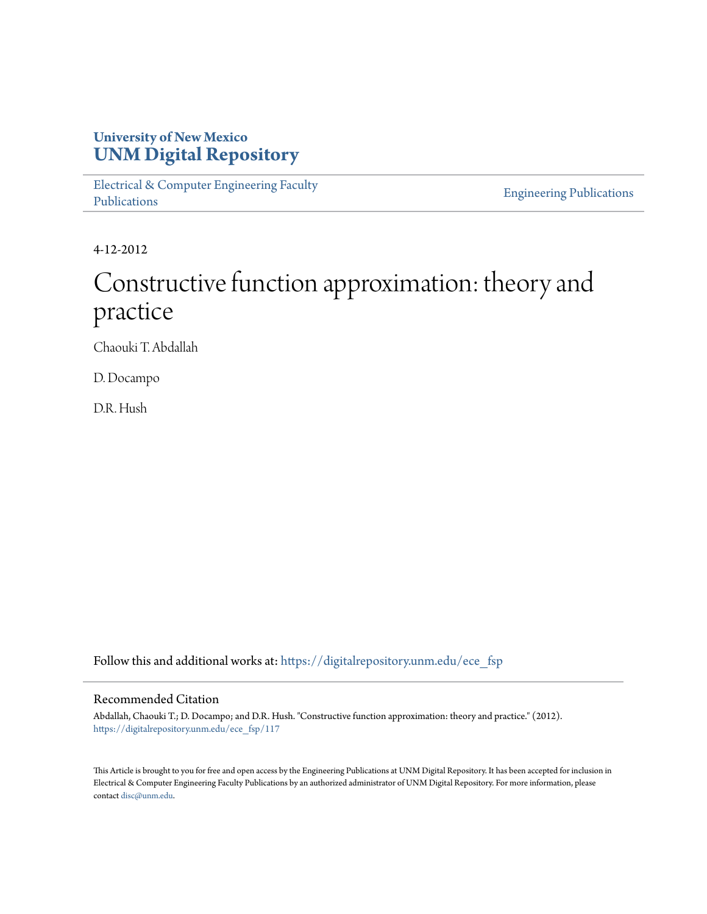University of New Mexico
**UNM Digital Repository**

Electrical & Computer Engineering Faculty Publications | Engineering Publications

4-12-2012

# Constructive function approximation: theory and practice

Chaouki T. Abdallah

D. Docampo

D.R. Hush

Follow this and additional works at: https://digitalrepository.unm.edu/ece_fsp

## Recommended Citation

Abdallah, Chaouki T.; D. Docampo; and D.R. Hush. "Constructive function approximation: theory and practice." (2012). https://digitalrepository.unm.edu/ece_fsp/117

This Article is brought to you for free and open access by the Engineering Publications at UNM Digital Repository. It has been accepted for inclusion in Electrical & Computer Engineering Faculty Publications by an authorized administrator of UNM Digital Repository. For more information, please contact disc@unm.edu.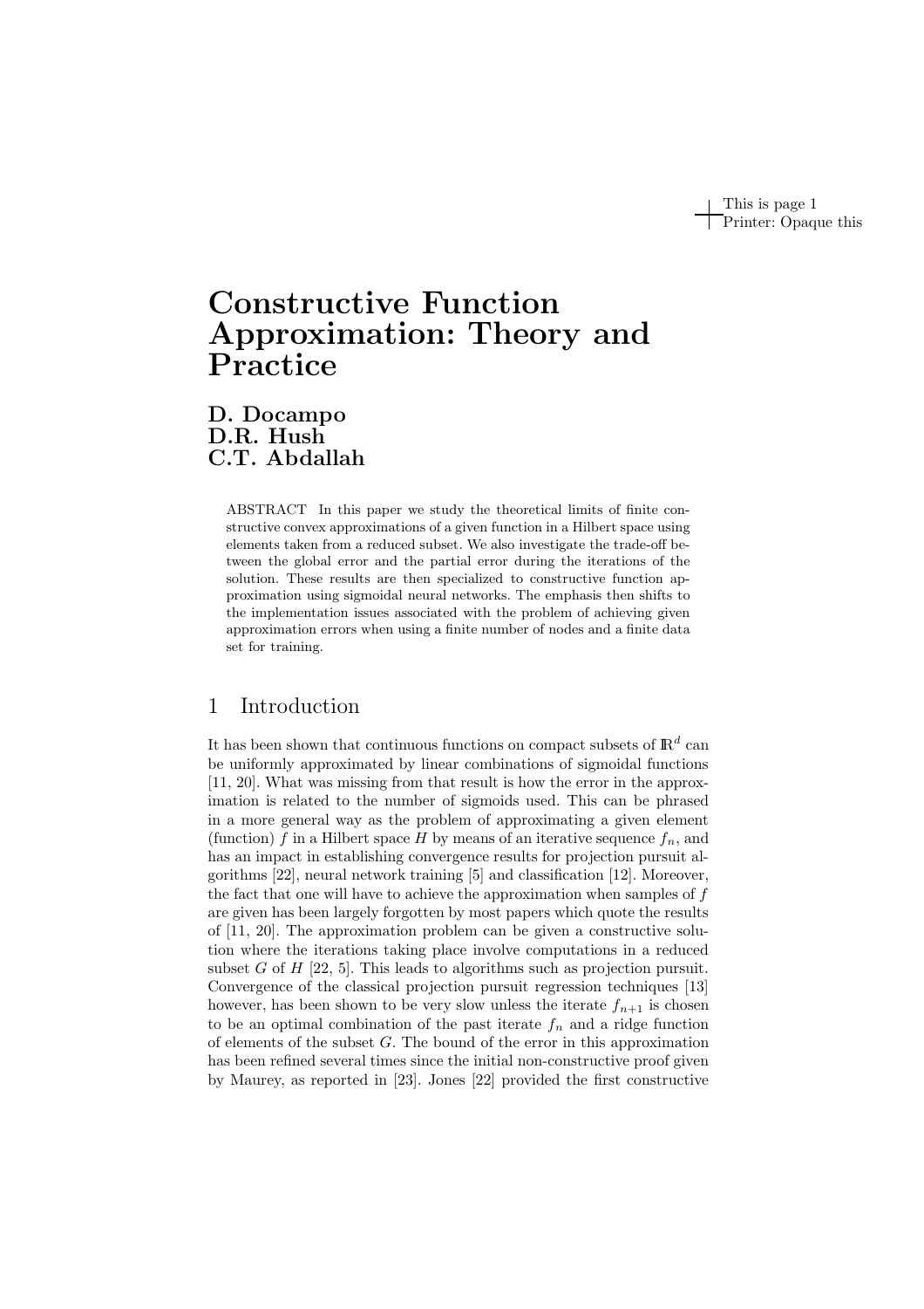# Constructive Function Approximation: Theory and Practice

**D. Docampo**
**D.R. Hush**
**C.T. Abdallah**

ABSTRACT In this paper we study the theoretical limits of finite constructive convex approximations of a given function in a Hilbert space using elements taken from a reduced subset. We also investigate the trade-off between the global error and the partial error during the iterations of the solution. These results are then specialized to constructive function approximation using sigmoidal neural networks. The emphasis then shifts to the implementation issues associated with the problem of achieving given approximation errors when using a finite number of nodes and a finite data set for training.

## 1 Introduction

It has been shown that continuous functions on compact subsets of $\mathbb{R}^d$ can be uniformly approximated by linear combinations of sigmoidal functions [11, 20]. What was missing from that result is how the error in the approximation is related to the number of sigmoids used. This can be phrased in a more general way as the problem of approximating a given element (function) $f$ in a Hilbert space $H$ by means of an iterative sequence $f_n$, and has an impact in establishing convergence results for projection pursuit algorithms [22], neural network training [5] and classification [12]. Moreover, the fact that one will have to achieve the approximation when samples of $f$ are given has been largely forgotten by most papers which quote the results of [11, 20]. The approximation problem can be given a constructive solution where the iterations taking place involve computations in a reduced subset $G$ of $H$ [22, 5]. This leads to algorithms such as projection pursuit. Convergence of the classical projection pursuit regression techniques [13] however, has been shown to be very slow unless the iterate $f_{n+1}$ is chosen to be an optimal combination of the past iterate $f_n$ and a ridge function of elements of the subset $G$. The bound of the error in this approximation has been refined several times since the initial non-constructive proof given by Maurey, as reported in [23]. Jones [22] provided the first constructive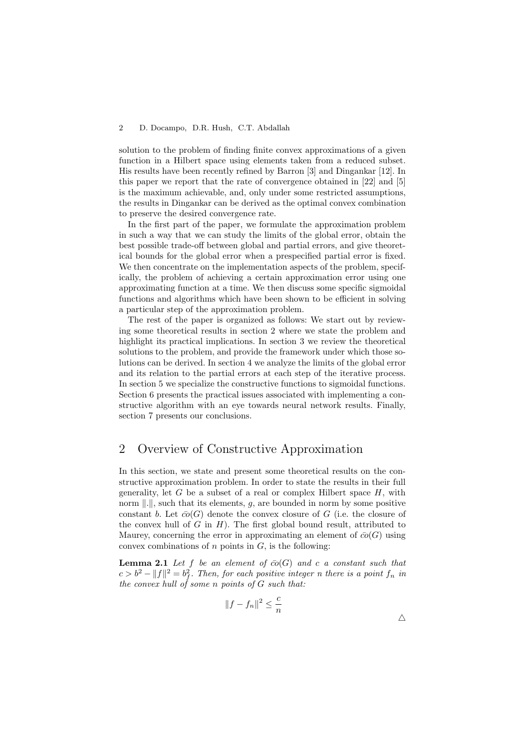solution to the problem of finding finite convex approximations of a given function in a Hilbert space using elements taken from a reduced subset. His results have been recently refined by Barron [3] and Dingankar [12]. In this paper we report that the rate of convergence obtained in [22] and [5] is the maximum achievable, and, only under some restricted assumptions, the results in Dingankar can be derived as the optimal convex combination to preserve the desired convergence rate.

In the first part of the paper, we formulate the approximation problem in such a way that we can study the limits of the global error, obtain the best possible trade-off between global and partial errors, and give theoretical bounds for the global error when a prespecified partial error is fixed. We then concentrate on the implementation aspects of the problem, specifically, the problem of achieving a certain approximation error using one approximating function at a time. We then discuss some specific sigmoidal functions and algorithms which have been shown to be efficient in solving a particular step of the approximation problem.

The rest of the paper is organized as follows: We start out by reviewing some theoretical results in section 2 where we state the problem and highlight its practical implications. In section 3 we review the theoretical solutions to the problem, and provide the framework under which those solutions can be derived. In section 4 we analyze the limits of the global error and its relation to the partial errors at each step of the iterative process. In section 5 we specialize the constructive functions to sigmoidal functions. Section 6 presents the practical issues associated with implementing a constructive algorithm with an eye towards neural network results. Finally, section 7 presents our conclusions.

## 2 Overview of Constructive Approximation

In this section, we state and present some theoretical results on the constructive approximation problem. In order to state the results in their full generality, let $G$ be a subset of a real or complex Hilbert space $H$, with norm $\|.\|$, such that its elements, $g$, are bounded in norm by some positive constant $b$. Let $\bar{co}(G)$ denote the convex closure of $G$ (i.e. the closure of the convex hull of $G$ in $H$). The first global bound result, attributed to Maurey, concerning the error in approximating an element of $\bar{co}(G)$ using convex combinations of $n$ points in $G$, is the following:

**Lemma 2.1** *Let $f$ be an element of $\bar{co}(G)$ and $c$ a constant such that $c > b^2 - \|f\|^2 = b_f^2$. Then, for each positive integer $n$ there is a point $f_n$ in the convex hull of some $n$ points of $G$ such that:*

$$\|f - f_n\|^2 \leq \frac{c}{n}$$

$\triangle$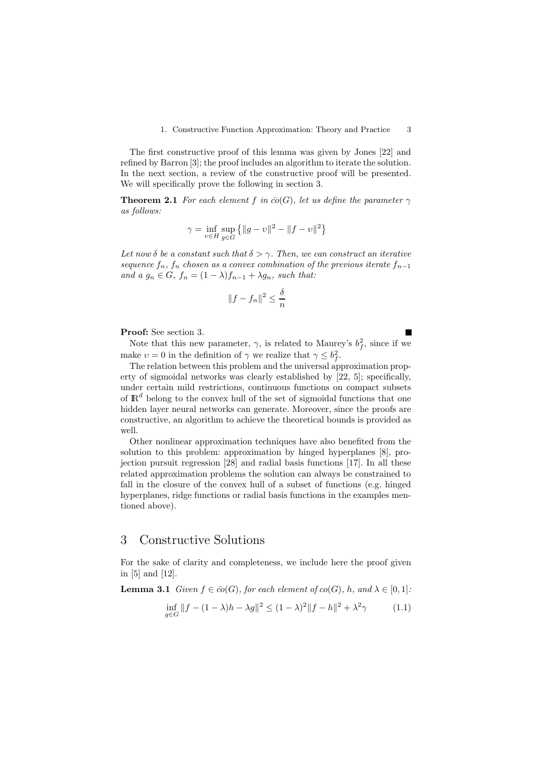The first constructive proof of this lemma was given by Jones [22] and refined by Barron [3]; the proof includes an algorithm to iterate the solution. In the next section, a review of the constructive proof will be presented. We will specifically prove the following in section 3.

**Theorem 2.1** *For each element $f$ in $\bar{co}(G)$, let us define the parameter $\gamma$ as follows:*

$$\gamma = \inf_{\upsilon \in H} \sup_{g \in G} \left\{ \|g - \upsilon\|^2 - \|f - \upsilon\|^2 \right\}$$

*Let now $\delta$ be a constant such that $\delta > \gamma$. Then, we can construct an iterative sequence $f_n$, $f_n$ chosen as a convex combination of the previous iterate $f_{n-1}$ and a $g_n \in G$, $f_n = (1-\lambda) f_{n-1} + \lambda g_n$, such that:*

$$\|f - f_n\|^2 \leq \frac{\delta}{n}$$

**Proof:** See section 3. ∎

Note that this new parameter, $\gamma$, is related to Maurey's $b_f^2$, since if we make $\upsilon = 0$ in the definition of $\gamma$ we realize that $\gamma \leq b_f^2$.

The relation between this problem and the universal approximation property of sigmoidal networks was clearly established by [22, 5]; specifically, under certain mild restrictions, continuous functions on compact subsets of $\mathbb{R}^d$ belong to the convex hull of the set of sigmoidal functions that one hidden layer neural networks can generate. Moreover, since the proofs are constructive, an algorithm to achieve the theoretical bounds is provided as well.

Other nonlinear approximation techniques have also benefited from the solution to this problem: approximation by hinged hyperplanes [8], projection pursuit regression [28] and radial basis functions [17]. In all these related approximation problems the solution can always be constrained to fall in the closure of the convex hull of a subset of functions (e.g. hinged hyperplanes, ridge functions or radial basis functions in the examples mentioned above).

# 3 Constructive Solutions

For the sake of clarity and completeness, we include here the proof given in [5] and [12].

**Lemma 3.1** *Given $f \in \bar{co}(G)$, for each element of $co(G)$, $h$, and $\lambda \in [0,1]$:*

$$\inf_{g \in G} \|f - (1-\lambda)h - \lambda g\|^2 \leq (1-\lambda)^2 \|f - h\|^2 + \lambda^2 \gamma \tag{1.1}$$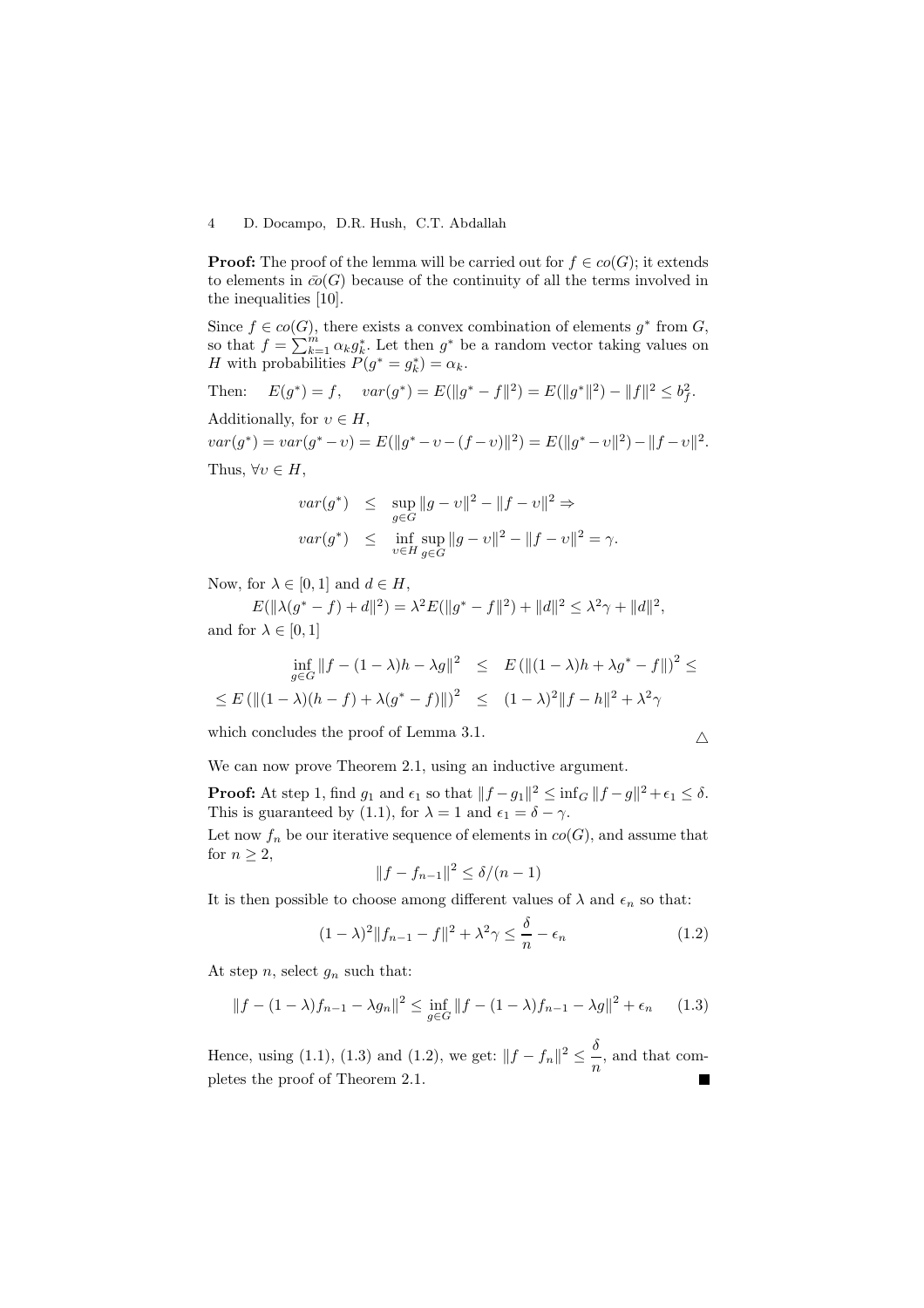**Proof:** The proof of the lemma will be carried out for $f \in co(G)$; it extends to elements in $\bar{co}(G)$ because of the continuity of all the terms involved in the inequalities [10].

Since $f \in co(G)$, there exists a convex combination of elements $g^*$ from $G$, so that $f = \sum_{k=1}^{m} \alpha_k g_k^*$. Let then $g^*$ be a random vector taking values on $H$ with probabilities $P(g^* = g_k^*) = \alpha_k$.

Then: $\quad E(g^*) = f, \quad var(g^*) = E(\|g^* - f\|^2) = E(\|g^*\|^2) - \|f\|^2 \leq b_f^2.$

Additionally, for $\upsilon \in H$,

$var(g^*) = var(g^* - \upsilon) = E(\|g^* - \upsilon - (f - \upsilon)\|^2) = E(\|g^* - \upsilon\|^2) - \|f - \upsilon\|^2.$

Thus, $\forall \upsilon \in H$,

$$
\begin{aligned}
var(g^*) &\leq \sup_{g \in G} \|g - \upsilon\|^2 - \|f - \upsilon\|^2 \Rightarrow \\
var(g^*) &\leq \inf_{\upsilon \in H} \sup_{g \in G} \|g - \upsilon\|^2 - \|f - \upsilon\|^2 = \gamma.
\end{aligned}
$$

Now, for $\lambda \in [0, 1]$ and $d \in H$,

$$E(\|\lambda(g^* - f) + d\|^2) = \lambda^2 E(\|g^* - f\|^2) + \|d\|^2 \leq \lambda^2 \gamma + \|d\|^2,$$

and for $\lambda \in [0, 1]$

$$
\begin{aligned}
\inf_{g \in G} \|f - (1 - \lambda)h - \lambda g\|^2 &\leq E\left(\|(1 - \lambda)h + \lambda g^* - f\|\right)^2 \leq \\
\leq E\left(\|(1 - \lambda)(h - f) + \lambda(g^* - f)\|\right)^2 &\leq (1 - \lambda)^2 \|f - h\|^2 + \lambda^2 \gamma
\end{aligned}
$$

which concludes the proof of Lemma 3.1. $\triangle$

We can now prove Theorem 2.1, using an inductive argument.

**Proof:** At step 1, find $g_1$ and $\epsilon_1$ so that $\|f - g_1\|^2 \leq \inf_G \|f - g\|^2 + \epsilon_1 \leq \delta$. This is guaranteed by (1.1), for $\lambda = 1$ and $\epsilon_1 = \delta - \gamma$.

Let now $f_n$ be our iterative sequence of elements in $co(G)$, and assume that for $n \geq 2$,

$$\|f - f_{n-1}\|^2 \leq \delta/(n - 1)$$

It is then possible to choose among different values of $\lambda$ and $\epsilon_n$ so that:

$$(1 - \lambda)^2 \|f_{n-1} - f\|^2 + \lambda^2 \gamma \leq \frac{\delta}{n} - \epsilon_n \tag{1.2}$$

At step $n$, select $g_n$ such that:

$$\|f - (1 - \lambda)f_{n-1} - \lambda g_n\|^2 \leq \inf_{g \in G} \|f - (1 - \lambda)f_{n-1} - \lambda g\|^2 + \epsilon_n \tag{1.3}$$

Hence, using (1.1), (1.3) and (1.2), we get: $\|f - f_n\|^2 \leq \dfrac{\delta}{n}$, and that completes the proof of Theorem 2.1. $\blacksquare$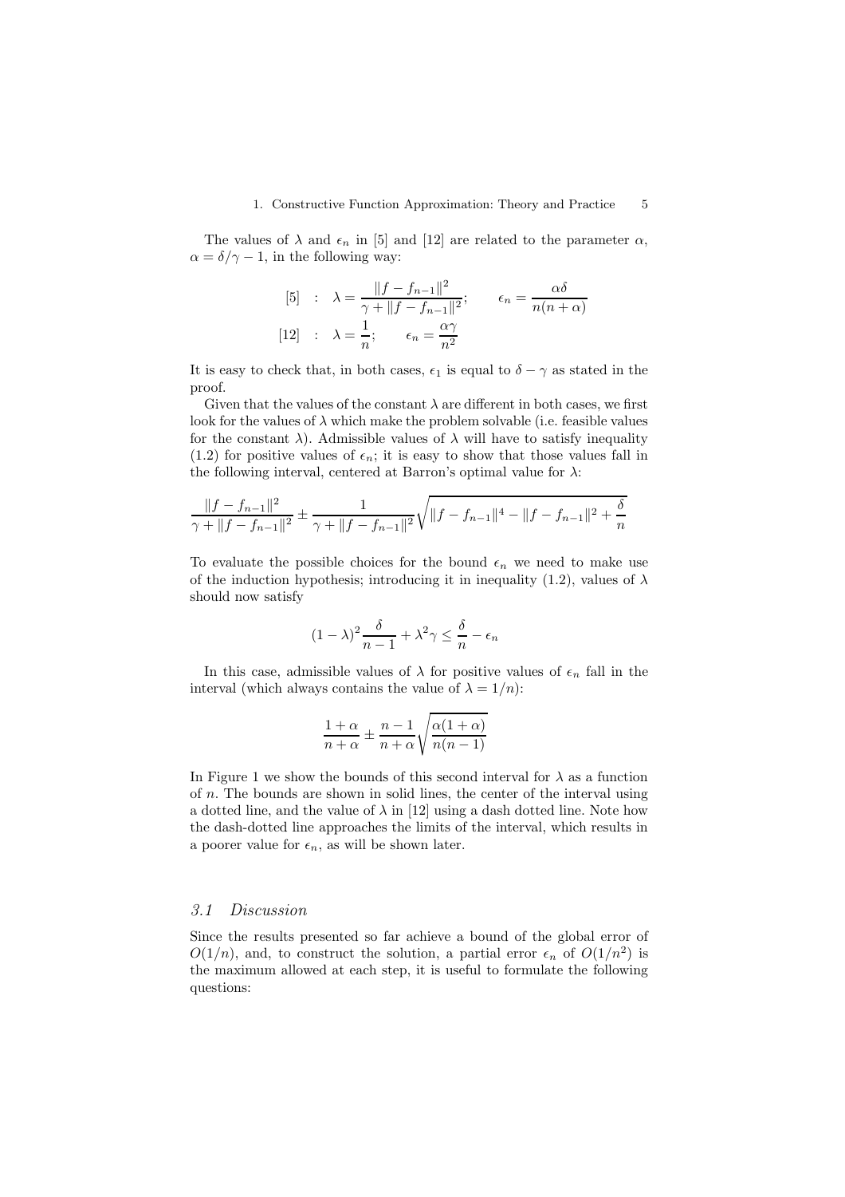The values of $\lambda$ and $\epsilon_n$ in [5] and [12] are related to the parameter $\alpha$, $\alpha = \delta/\gamma - 1$, in the following way:

$$
\begin{aligned}
[5] \quad &: \quad \lambda = \frac{\|f - f_{n-1}\|^2}{\gamma + \|f - f_{n-1}\|^2}; \qquad \epsilon_n = \frac{\alpha\delta}{n(n+\alpha)} \\
[12] \quad &: \quad \lambda = \frac{1}{n}; \qquad \epsilon_n = \frac{\alpha\gamma}{n^2}
\end{aligned}
$$

It is easy to check that, in both cases, $\epsilon_1$ is equal to $\delta - \gamma$ as stated in the proof.

Given that the values of the constant $\lambda$ are different in both cases, we first look for the values of $\lambda$ which make the problem solvable (i.e. feasible values for the constant $\lambda$). Admissible values of $\lambda$ will have to satisfy inequality (1.2) for positive values of $\epsilon_n$; it is easy to show that those values fall in the following interval, centered at Barron's optimal value for $\lambda$:

$$
\frac{\|f - f_{n-1}\|^2}{\gamma + \|f - f_{n-1}\|^2} \pm \frac{1}{\gamma + \|f - f_{n-1}\|^2} \sqrt{\|f - f_{n-1}\|^4 - \|f - f_{n-1}\|^2 + \frac{\delta}{n}}
$$

To evaluate the possible choices for the bound $\epsilon_n$ we need to make use of the induction hypothesis; introducing it in inequality (1.2), values of $\lambda$ should now satisfy

$$
(1-\lambda)^2 \frac{\delta}{n-1} + \lambda^2 \gamma \leq \frac{\delta}{n} - \epsilon_n
$$

In this case, admissible values of $\lambda$ for positive values of $\epsilon_n$ fall in the interval (which always contains the value of $\lambda = 1/n$):

$$
\frac{1+\alpha}{n+\alpha} \pm \frac{n-1}{n+\alpha} \sqrt{\frac{\alpha(1+\alpha)}{n(n-1)}}
$$

In Figure 1 we show the bounds of this second interval for $\lambda$ as a function of $n$. The bounds are shown in solid lines, the center of the interval using a dotted line, and the value of $\lambda$ in [12] using a dash dotted line. Note how the dash-dotted line approaches the limits of the interval, which results in a poorer value for $\epsilon_n$, as will be shown later.

### 3.1 Discussion

Since the results presented so far achieve a bound of the global error of $O(1/n)$, and, to construct the solution, a partial error $\epsilon_n$ of $O(1/n^2)$ is the maximum allowed at each step, it is useful to formulate the following questions: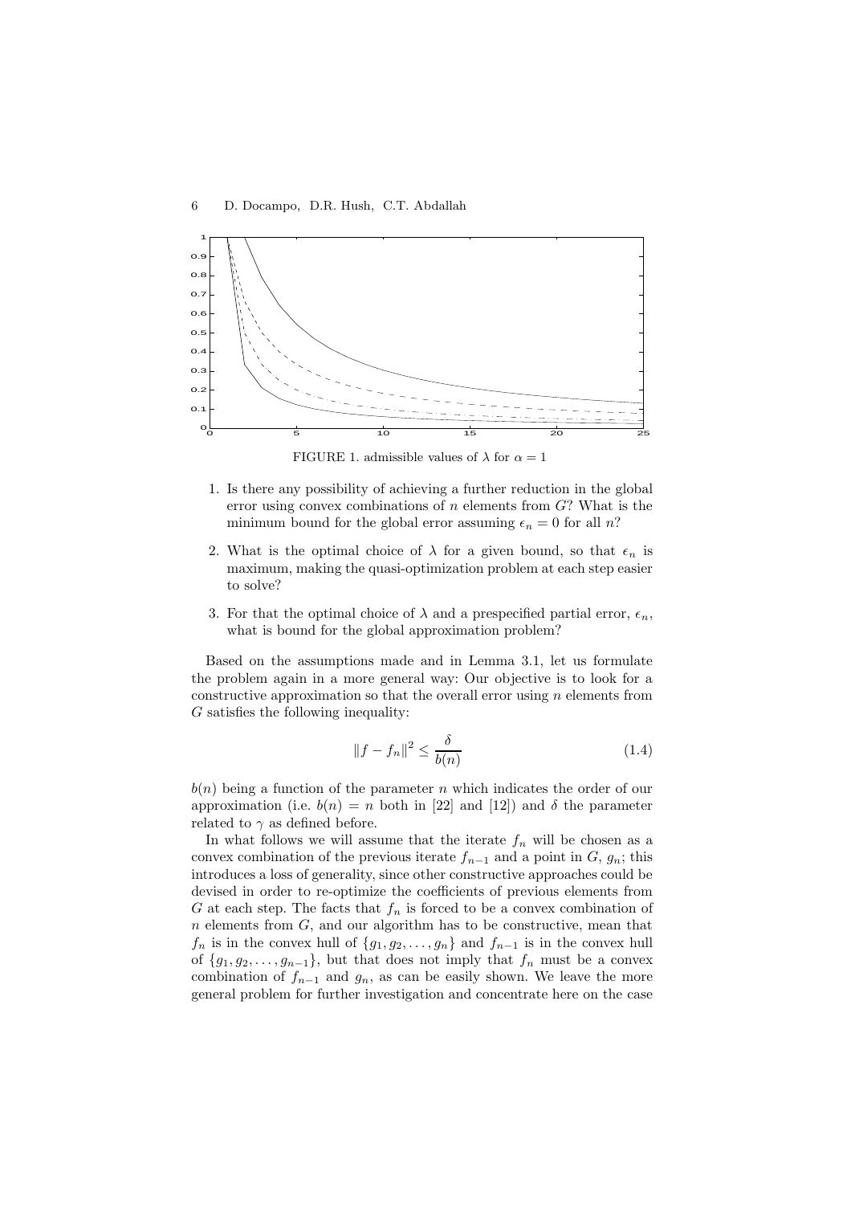FIGURE 1. admissible values of $\lambda$ for $\alpha = 1$

1. Is there any possibility of achieving a further reduction in the global error using convex combinations of $n$ elements from $G$? What is the minimum bound for the global error assuming $\epsilon_n = 0$ for all $n$?

2. What is the optimal choice of $\lambda$ for a given bound, so that $\epsilon_n$ is maximum, making the quasi-optimization problem at each step easier to solve?

3. For that the optimal choice of $\lambda$ and a prespecified partial error, $\epsilon_n$, what is bound for the global approximation problem?

Based on the assumptions made and in Lemma 3.1, let us formulate the problem again in a more general way: Our objective is to look for a constructive approximation so that the overall error using $n$ elements from $G$ satisfies the following inequality:

$$\|f - f_n\|^2 \leq \frac{\delta}{b(n)} \tag{1.4}$$

$b(n)$ being a function of the parameter $n$ which indicates the order of our approximation (i.e. $b(n) = n$ both in [22] and [12]) and $\delta$ the parameter related to $\gamma$ as defined before.

In what follows we will assume that the iterate $f_n$ will be chosen as a convex combination of the previous iterate $f_{n-1}$ and a point in $G$, $g_n$; this introduces a loss of generality, since other constructive approaches could be devised in order to re-optimize the coefficients of previous elements from $G$ at each step. The facts that $f_n$ is forced to be a convex combination of $n$ elements from $G$, and our algorithm has to be constructive, mean that $f_n$ is in the convex hull of $\{g_1, g_2, \ldots, g_n\}$ and $f_{n-1}$ is in the convex hull of $\{g_1, g_2, \ldots, g_{n-1}\}$, but that does not imply that $f_n$ must be a convex combination of $f_{n-1}$ and $g_n$, as can be easily shown. We leave the more general problem for further investigation and concentrate here on the case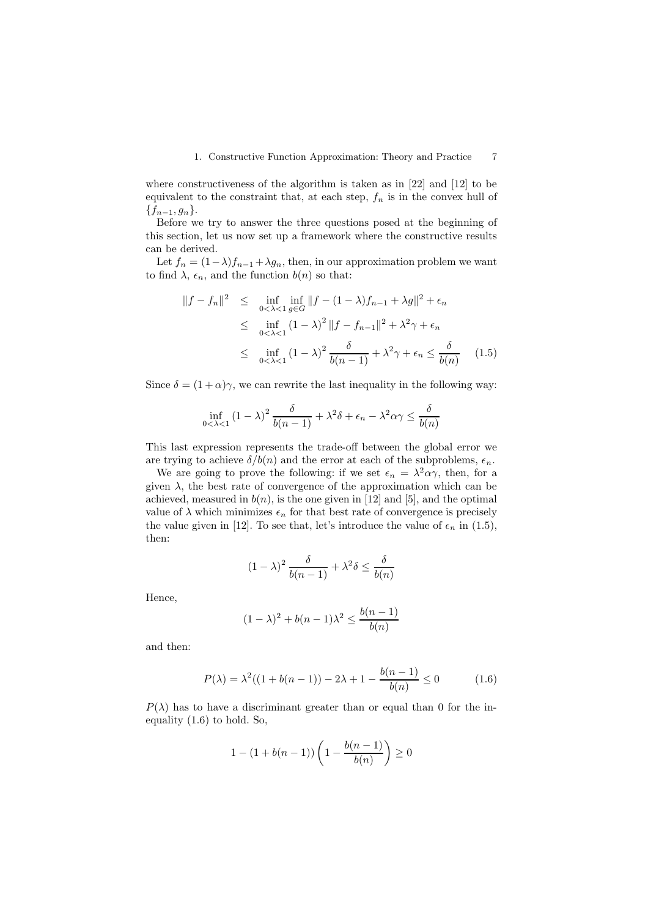where constructiveness of the algorithm is taken as in [22] and [12] to be equivalent to the constraint that, at each step, $f_n$ is in the convex hull of $\{f_{n-1}, g_n\}$.

Before we try to answer the three questions posed at the beginning of this section, let us now set up a framework where the constructive results can be derived.

Let $f_n = (1-\lambda)f_{n-1} + \lambda g_n$, then, in our approximation problem we want to find $\lambda$, $\epsilon_n$, and the function $b(n)$ so that:

$$
\begin{aligned}
\|f - f_n\|^2 &\leq \inf_{0<\lambda<1} \inf_{g \in G} \|f - (1-\lambda)f_{n-1} + \lambda g\|^2 + \epsilon_n \\
&\leq \inf_{0<\lambda<1} (1-\lambda)^2 \|f - f_{n-1}\|^2 + \lambda^2 \gamma + \epsilon_n \\
&\leq \inf_{0<\lambda<1} (1-\lambda)^2 \frac{\delta}{b(n-1)} + \lambda^2 \gamma + \epsilon_n \leq \frac{\delta}{b(n)} \qquad (1.5)
\end{aligned}
$$

Since $\delta = (1+\alpha)\gamma$, we can rewrite the last inequality in the following way:

$$
\inf_{0<\lambda<1} (1-\lambda)^2 \frac{\delta}{b(n-1)} + \lambda^2 \delta + \epsilon_n - \lambda^2 \alpha \gamma \leq \frac{\delta}{b(n)}
$$

This last expression represents the trade-off between the global error we are trying to achieve $\delta / b(n)$ and the error at each of the subproblems, $\epsilon_n$.

We are going to prove the following: if we set $\epsilon_n = \lambda^2 \alpha \gamma$, then, for a given $\lambda$, the best rate of convergence of the approximation which can be achieved, measured in $b(n)$, is the one given in [12] and [5], and the optimal value of $\lambda$ which minimizes $\epsilon_n$ for that best rate of convergence is precisely the value given in [12]. To see that, let's introduce the value of $\epsilon_n$ in (1.5), then:

$$
(1-\lambda)^2 \frac{\delta}{b(n-1)} + \lambda^2 \delta \leq \frac{\delta}{b(n)}
$$

Hence,

$$
(1-\lambda)^2 + b(n-1)\lambda^2 \leq \frac{b(n-1)}{b(n)}
$$

and then:

$$
P(\lambda) = \lambda^2((1 + b(n-1)) - 2\lambda + 1 - \frac{b(n-1)}{b(n)} \leq 0 \qquad (1.6)
$$

$P(\lambda)$ has to have a discriminant greater than or equal than 0 for the inequality (1.6) to hold. So,

$$
1 - (1 + b(n-1)) \left(1 - \frac{b(n-1)}{b(n)}\right) \geq 0
$$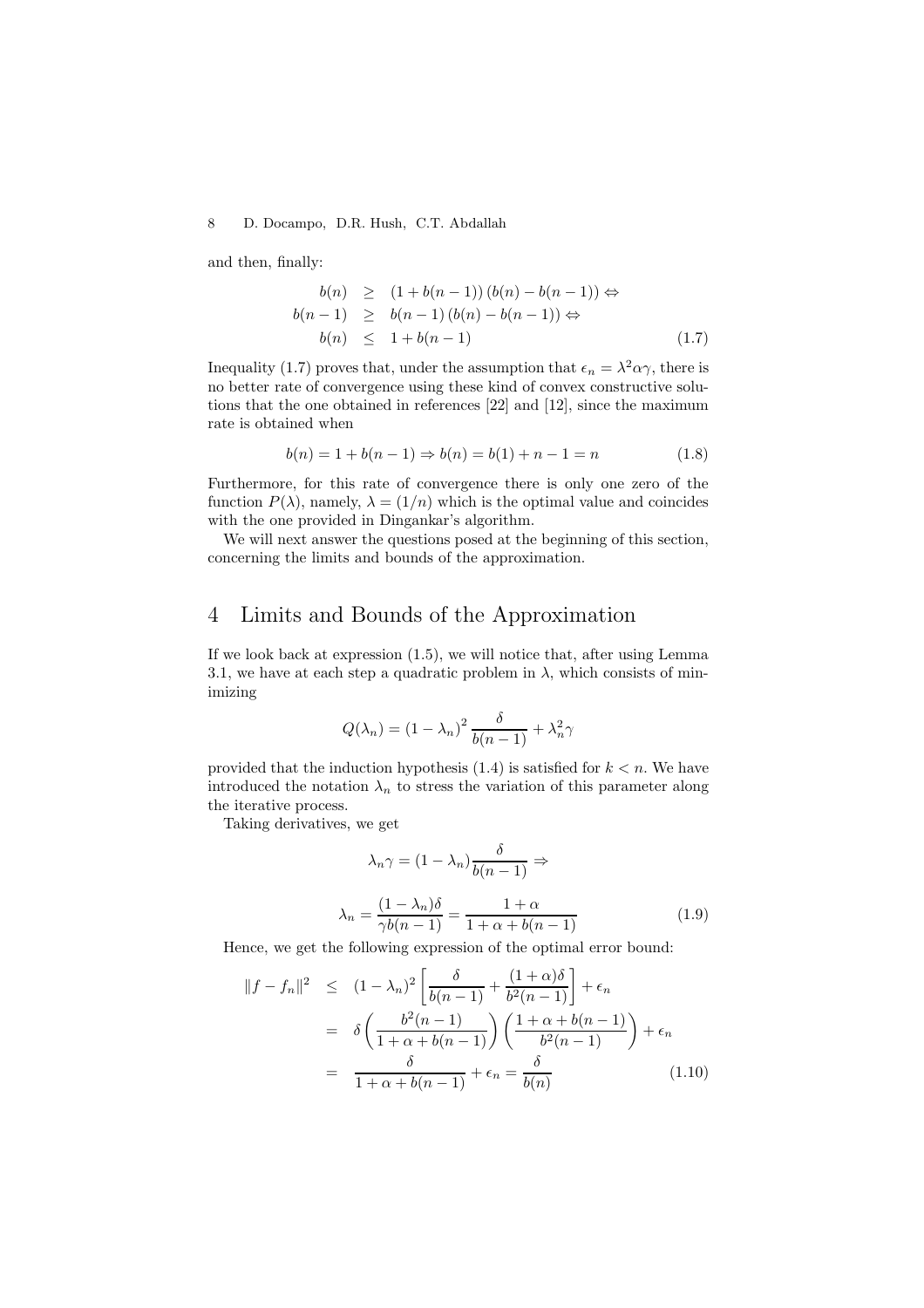and then, finally:

$$
\begin{aligned}
b(n) &\geq (1 + b(n-1))\,(b(n) - b(n-1)) \Leftrightarrow \\
b(n-1) &\geq b(n-1)\,(b(n) - b(n-1)) \Leftrightarrow \\
b(n) &\leq 1 + b(n-1) \qquad (1.7)
\end{aligned}
$$

Inequality (1.7) proves that, under the assumption that $\epsilon_n = \lambda^2 \alpha \gamma$, there is no better rate of convergence using these kind of convex constructive solutions that the one obtained in references [22] and [12], since the maximum rate is obtained when

$$
b(n) = 1 + b(n-1) \Rightarrow b(n) = b(1) + n - 1 = n \qquad (1.8)
$$

Furthermore, for this rate of convergence there is only one zero of the function $P(\lambda)$, namely, $\lambda = (1/n)$ which is the optimal value and coincides with the one provided in Dingankar's algorithm.

We will next answer the questions posed at the beginning of this section, concerning the limits and bounds of the approximation.

# 4 Limits and Bounds of the Approximation

If we look back at expression (1.5), we will notice that, after using Lemma 3.1, we have at each step a quadratic problem in $\lambda$, which consists of minimizing

$$
Q(\lambda_n) = (1 - \lambda_n)^2 \frac{\delta}{b(n-1)} + \lambda_n^2 \gamma
$$

provided that the induction hypothesis (1.4) is satisfied for $k < n$. We have introduced the notation $\lambda_n$ to stress the variation of this parameter along the iterative process.

Taking derivatives, we get

$$
\lambda_n \gamma = (1 - \lambda_n) \frac{\delta}{b(n-1)} \Rightarrow
$$

$$
\lambda_n = \frac{(1 - \lambda_n)\delta}{\gamma b(n-1)} = \frac{1 + \alpha}{1 + \alpha + b(n-1)} \qquad (1.9)
$$

Hence, we get the following expression of the optimal error bound:

$$
\begin{aligned}
\|f - f_n\|^2 &\leq (1 - \lambda_n)^2 \left[ \frac{\delta}{b(n-1)} + \frac{(1+\alpha)\delta}{b^2(n-1)} \right] + \epsilon_n \\
&= \delta \left( \frac{b^2(n-1)}{1 + \alpha + b(n-1)} \right) \left( \frac{1 + \alpha + b(n-1)}{b^2(n-1)} \right) + \epsilon_n \\
&= \frac{\delta}{1 + \alpha + b(n-1)} + \epsilon_n = \frac{\delta}{b(n)} \qquad (1.10)
\end{aligned}
$$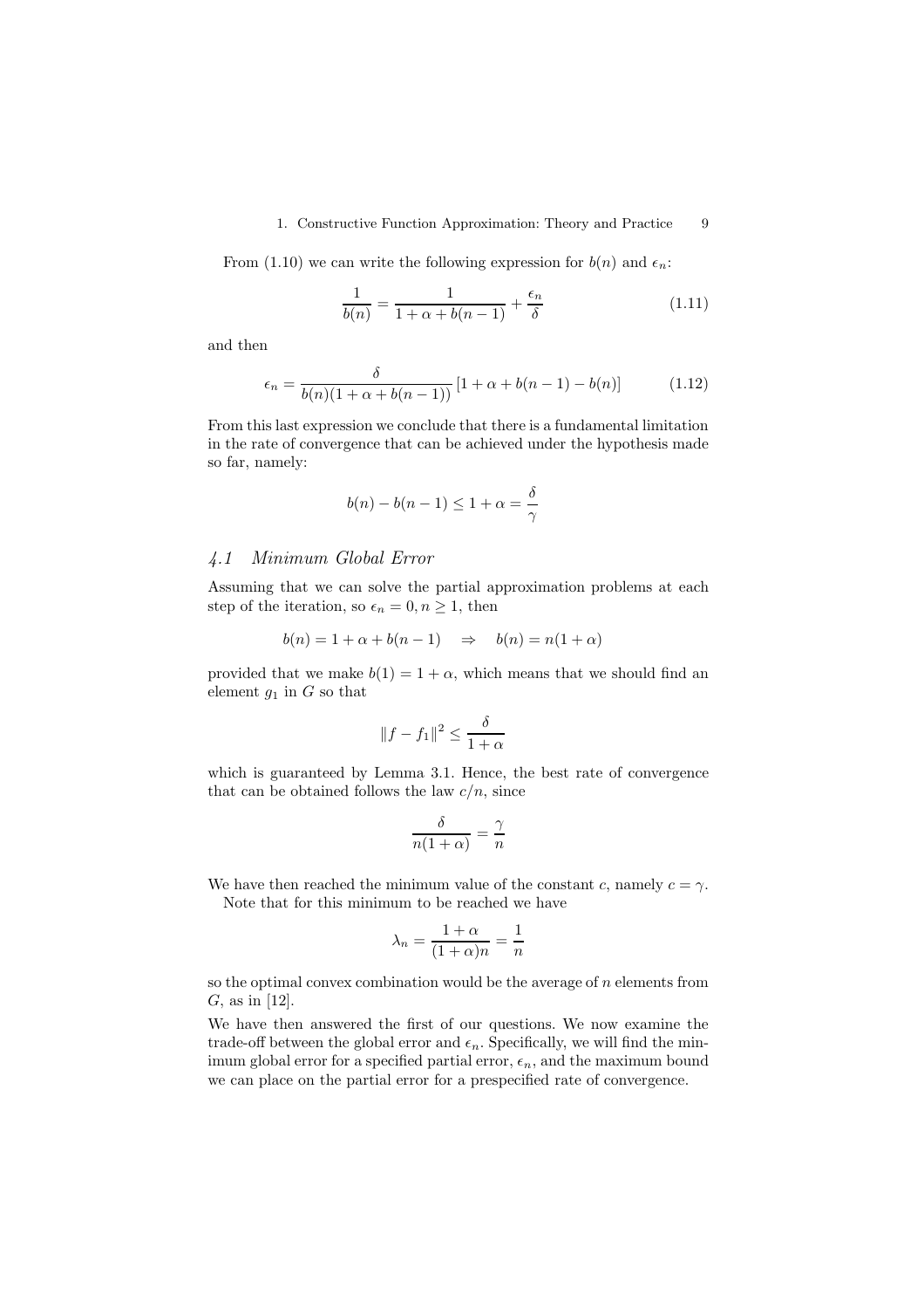From (1.10) we can write the following expression for $b(n)$ and $\epsilon_n$:

$$\frac{1}{b(n)} = \frac{1}{1+\alpha+b(n-1)} + \frac{\epsilon_n}{\delta} \tag{1.11}$$

and then

$$\epsilon_n = \frac{\delta}{b(n)(1+\alpha+b(n-1))}\left[1+\alpha+b(n-1)-b(n)\right] \tag{1.12}$$

From this last expression we conclude that there is a fundamental limitation in the rate of convergence that can be achieved under the hypothesis made so far, namely:

$$b(n) - b(n-1) \leq 1 + \alpha = \frac{\delta}{\gamma}$$

### 4.1 Minimum Global Error

Assuming that we can solve the partial approximation problems at each step of the iteration, so $\epsilon_n = 0, n \geq 1$, then

$$b(n) = 1 + \alpha + b(n-1) \quad \Rightarrow \quad b(n) = n(1+\alpha)$$

provided that we make $b(1) = 1 + \alpha$, which means that we should find an element $g_1$ in $G$ so that

$$\|f - f_1\|^2 \leq \frac{\delta}{1+\alpha}$$

which is guaranteed by Lemma 3.1. Hence, the best rate of convergence that can be obtained follows the law $c/n$, since

$$\frac{\delta}{n(1+\alpha)} = \frac{\gamma}{n}$$

We have then reached the minimum value of the constant $c$, namely $c = \gamma$.

Note that for this minimum to be reached we have

$$\lambda_n = \frac{1+\alpha}{(1+\alpha)n} = \frac{1}{n}$$

so the optimal convex combination would be the average of $n$ elements from $G$, as in [12].

We have then answered the first of our questions. We now examine the trade-off between the global error and $\epsilon_n$. Specifically, we will find the minimum global error for a specified partial error, $\epsilon_n$, and the maximum bound we can place on the partial error for a prespecified rate of convergence.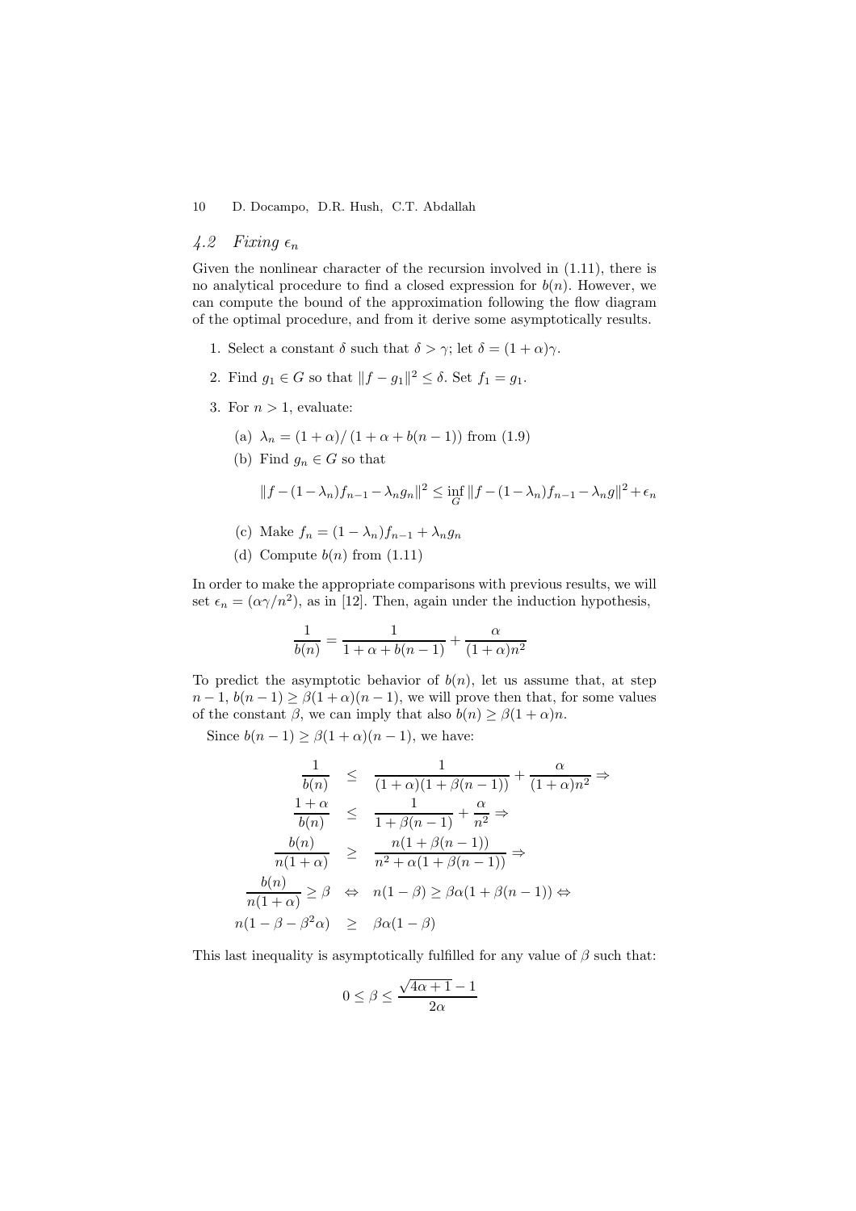### 4.2 Fixing $\epsilon_n$

Given the nonlinear character of the recursion involved in (1.11), there is no analytical procedure to find a closed expression for $b(n)$. However, we can compute the bound of the approximation following the flow diagram of the optimal procedure, and from it derive some asymptotically results.

1. Select a constant $\delta$ such that $\delta > \gamma$; let $\delta = (1 + \alpha)\gamma$.
2. Find $g_1 \in G$ so that $\|f - g_1\|^2 \leq \delta$. Set $f_1 = g_1$.
3. For $n > 1$, evaluate:
   (a) $\lambda_n = (1 + \alpha)/\left(1 + \alpha + b(n-1)\right)$ from (1.9)
   (b) Find $g_n \in G$ so that
   $$\|f - (1-\lambda_n)f_{n-1} - \lambda_n g_n\|^2 \leq \inf_G \|f - (1-\lambda_n)f_{n-1} - \lambda_n g\|^2 + \epsilon_n$$
   (c) Make $f_n = (1 - \lambda_n)f_{n-1} + \lambda_n g_n$
   (d) Compute $b(n)$ from (1.11)

In order to make the appropriate comparisons with previous results, we will set $\epsilon_n = (\alpha\gamma/n^2)$, as in [12]. Then, again under the induction hypothesis,

$$\frac{1}{b(n)} = \frac{1}{1 + \alpha + b(n-1)} + \frac{\alpha}{(1+\alpha)n^2}$$

To predict the asymptotic behavior of $b(n)$, let us assume that, at step $n - 1$, $b(n-1) \geq \beta(1+\alpha)(n-1)$, we will prove then that, for some values of the constant $\beta$, we can imply that also $b(n) \geq \beta(1 + \alpha)n$.

Since $b(n-1) \geq \beta(1 + \alpha)(n-1)$, we have:

$$\begin{aligned}
\frac{1}{b(n)} &\leq \frac{1}{(1+\alpha)(1+\beta(n-1))} + \frac{\alpha}{(1+\alpha)n^2} \Rightarrow \\
\frac{1+\alpha}{b(n)} &\leq \frac{1}{1+\beta(n-1)} + \frac{\alpha}{n^2} \Rightarrow \\
\frac{b(n)}{n(1+\alpha)} &\geq \frac{n(1+\beta(n-1))}{n^2 + \alpha(1+\beta(n-1))} \Rightarrow \\
\frac{b(n)}{n(1+\alpha)} \geq \beta \quad &\Leftrightarrow \quad n(1-\beta) \geq \beta\alpha(1+\beta(n-1)) \Leftrightarrow \\
n(1 - \beta - \beta^2\alpha) &\geq \beta\alpha(1-\beta)
\end{aligned}$$

This last inequality is asymptotically fulfilled for any value of $\beta$ such that:

$$0 \leq \beta \leq \frac{\sqrt{4\alpha+1} - 1}{2\alpha}$$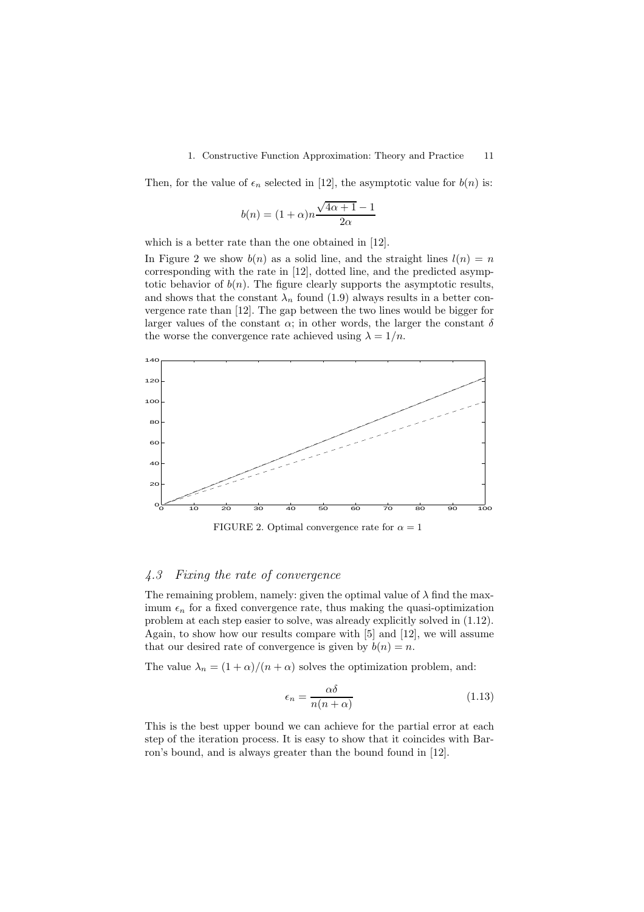Then, for the value of $\epsilon_n$ selected in [12], the asymptotic value for $b(n)$ is:

$$b(n) = (1+\alpha)n\frac{\sqrt{4\alpha+1}-1}{2\alpha}$$

which is a better rate than the one obtained in [12].

In Figure 2 we show $b(n)$ as a solid line, and the straight lines $l(n) = n$ corresponding with the rate in [12], dotted line, and the predicted asymptotic behavior of $b(n)$. The figure clearly supports the asymptotic results, and shows that the constant $\lambda_n$ found (1.9) always results in a better convergence rate than [12]. The gap between the two lines would be bigger for larger values of the constant $\alpha$; in other words, the larger the constant $\delta$ the worse the convergence rate achieved using $\lambda = 1/n$.

FIGURE 2. Optimal convergence rate for $\alpha = 1$

### 4.3 Fixing the rate of convergence

The remaining problem, namely: given the optimal value of $\lambda$ find the maximum $\epsilon_n$ for a fixed convergence rate, thus making the quasi-optimization problem at each step easier to solve, was already explicitly solved in (1.12). Again, to show how our results compare with [5] and [12], we will assume that our desired rate of convergence is given by $b(n) = n$.

The value $\lambda_n = (1+\alpha)/(n+\alpha)$ solves the optimization problem, and:

$$\epsilon_n = \frac{\alpha\delta}{n(n+\alpha)} \tag{1.13}$$

This is the best upper bound we can achieve for the partial error at each step of the iteration process. It is easy to show that it coincides with Barron's bound, and is always greater than the bound found in [12].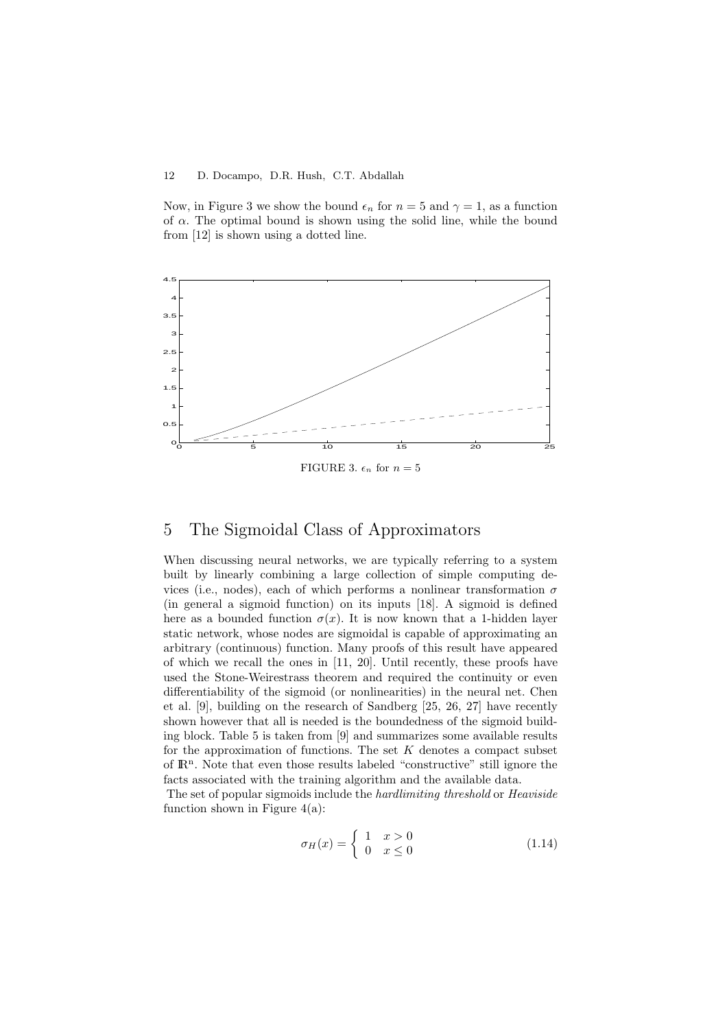Now, in Figure 3 we show the bound $\epsilon_n$ for $n = 5$ and $\gamma = 1$, as a function of $\alpha$. The optimal bound is shown using the solid line, while the bound from [12] is shown using a dotted line.

FIGURE 3. $\epsilon_n$ for $n = 5$

# 5 The Sigmoidal Class of Approximators

When discussing neural networks, we are typically referring to a system built by linearly combining a large collection of simple computing devices (i.e., nodes), each of which performs a nonlinear transformation $\sigma$ (in general a sigmoid function) on its inputs [18]. A sigmoid is defined here as a bounded function $\sigma(x)$. It is now known that a 1-hidden layer static network, whose nodes are sigmoidal is capable of approximating an arbitrary (continuous) function. Many proofs of this result have appeared of which we recall the ones in [11, 20]. Until recently, these proofs have used the Stone-Weirestrass theorem and required the continuity or even differentiability of the sigmoid (or nonlinearities) in the neural net. Chen et al. [9], building on the research of Sandberg [25, 26, 27] have recently shown however that all is needed is the boundedness of the sigmoid building block. Table 5 is taken from [9] and summarizes some available results for the approximation of functions. The set $K$ denotes a compact subset of $\mathbb{R}^n$. Note that even those results labeled "constructive" still ignore the facts associated with the training algorithm and the available data.

The set of popular sigmoids include the *hardlimiting threshold* or *Heaviside* function shown in Figure 4(a):

$$\sigma_H(x) = \begin{cases} 1 & x > 0 \\ 0 & x \leq 0 \end{cases} \tag{1.14}$$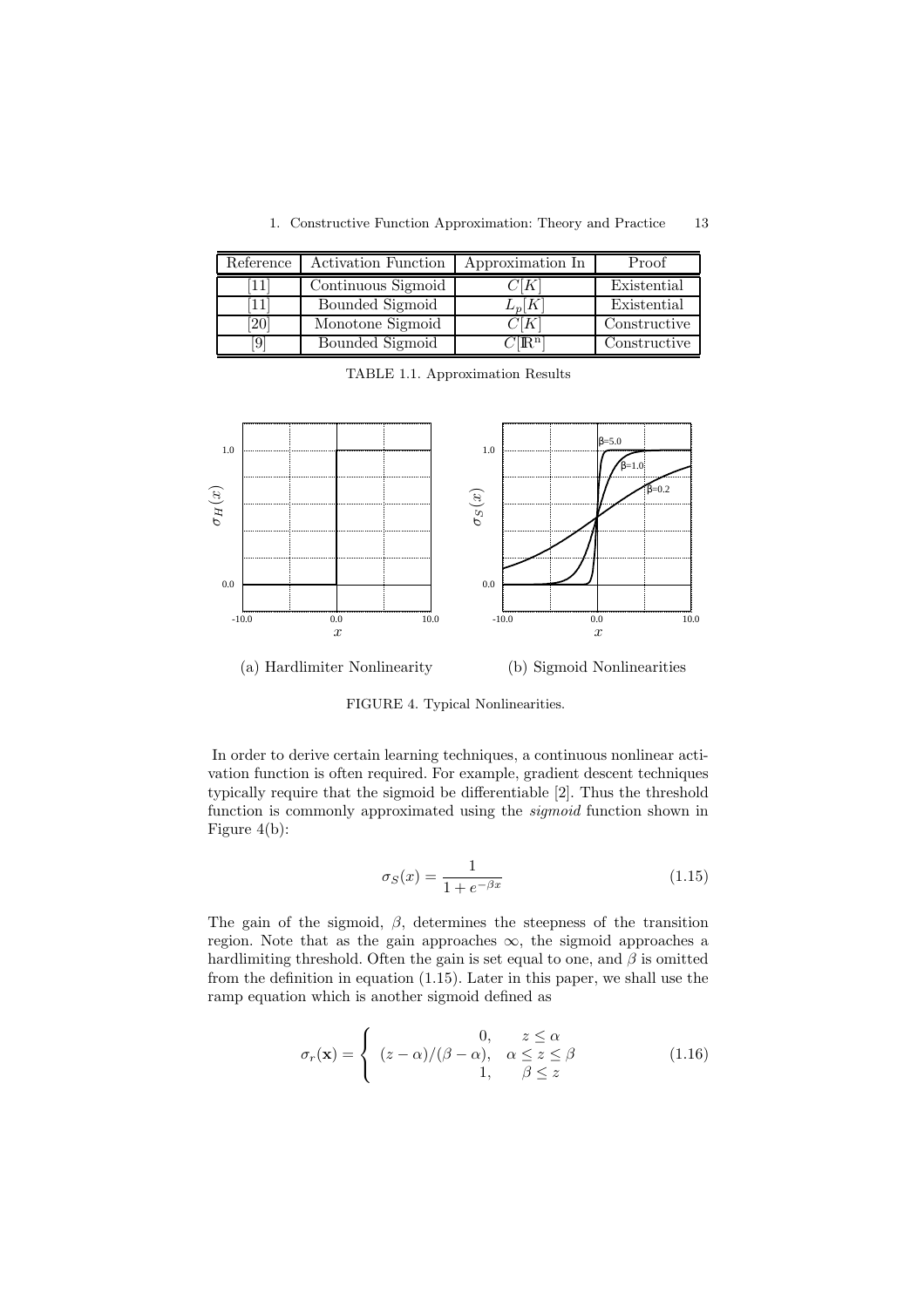| Reference | Activation Function | Approximation In | Proof |
|---|---|---|---|
| [11] | Continuous Sigmoid | $C[K]$ | Existential |
| [11] | Bounded Sigmoid | $L_p[K]$ | Existential |
| [20] | Monotone Sigmoid | $C[K]$ | Constructive |
| [9] | Bounded Sigmoid | $C[\mathbb{R}^n]$ | Constructive |

TABLE 1.1. Approximation Results

(a) Hardlimiter Nonlinearity

(b) Sigmoid Nonlinearities

FIGURE 4. Typical Nonlinearities.

In order to derive certain learning techniques, a continuous nonlinear activation function is often required. For example, gradient descent techniques typically require that the sigmoid be differentiable [2]. Thus the threshold function is commonly approximated using the *sigmoid* function shown in Figure 4(b):

$$\sigma_S(x) = \frac{1}{1 + e^{-\beta x}} \tag{1.15}$$

The gain of the sigmoid, $\beta$, determines the steepness of the transition region. Note that as the gain approaches $\infty$, the sigmoid approaches a hardlimiting threshold. Often the gain is set equal to one, and $\beta$ is omitted from the definition in equation (1.15). Later in this paper, we shall use the ramp equation which is another sigmoid defined as

$$\sigma_r(\mathbf{x}) = \begin{cases} 0, & z \leq \alpha \\ (z - \alpha)/(\beta - \alpha), & \alpha \leq z \leq \beta \\ 1, & \beta \leq z \end{cases} \tag{1.16}$$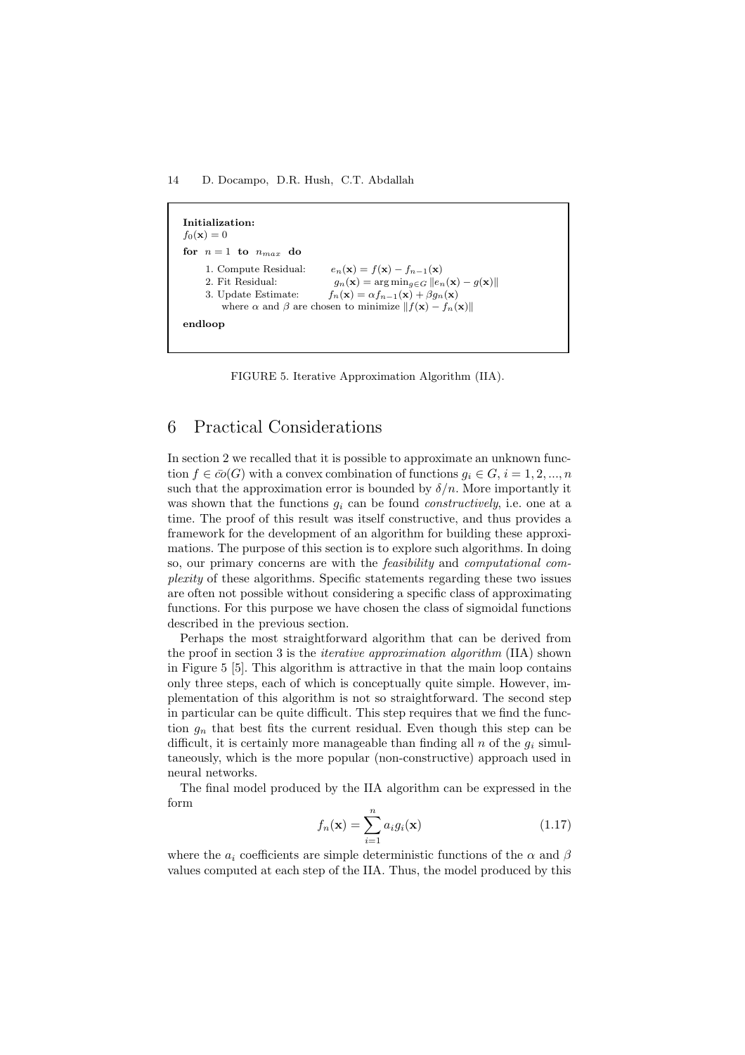```
Initialization:
f_0(x) = 0
for n = 1 to n_max do
    1. Compute Residual:    e_n(x) = f(x) − f_{n−1}(x)
    2. Fit Residual:        g_n(x) = arg min_{g∈G} ||e_n(x) − g(x)||
    3. Update Estimate:     f_n(x) = α f_{n−1}(x) + β g_n(x)
       where α and β are chosen to minimize ||f(x) − f_n(x)||
endloop
```

**Initialization:**
$f_0(\mathbf{x}) = 0$

**for** $n = 1$ **to** $n_{max}$ **do**

1. Compute Residual: $e_n(\mathbf{x}) = f(\mathbf{x}) - f_{n-1}(\mathbf{x})$
2. Fit Residual: $g_n(\mathbf{x}) = \arg\min_{g \in G} \|e_n(\mathbf{x}) - g(\mathbf{x})\|$
3. Update Estimate: $f_n(\mathbf{x}) = \alpha f_{n-1}(\mathbf{x}) + \beta g_n(\mathbf{x})$
   where $\alpha$ and $\beta$ are chosen to minimize $\|f(\mathbf{x}) - f_n(\mathbf{x})\|$

**endloop**

FIGURE 5. Iterative Approximation Algorithm (IIA).

# 6 Practical Considerations

In section 2 we recalled that it is possible to approximate an unknown function $f \in \bar{co}(G)$ with a convex combination of functions $g_i \in G$, $i = 1, 2, ..., n$ such that the approximation error is bounded by $\delta/n$. More importantly it was shown that the functions $g_i$ can be found *constructively*, i.e. one at a time. The proof of this result was itself constructive, and thus provides a framework for the development of an algorithm for building these approximations. The purpose of this section is to explore such algorithms. In doing so, our primary concerns are with the *feasibility* and *computational complexity* of these algorithms. Specific statements regarding these two issues are often not possible without considering a specific class of approximating functions. For this purpose we have chosen the class of sigmoidal functions described in the previous section.

Perhaps the most straightforward algorithm that can be derived from the proof in section 3 is the *iterative approximation algorithm* (IIA) shown in Figure 5 [5]. This algorithm is attractive in that the main loop contains only three steps, each of which is conceptually quite simple. However, implementation of this algorithm is not so straightforward. The second step in particular can be quite difficult. This step requires that we find the function $g_n$ that best fits the current residual. Even though this step can be difficult, it is certainly more manageable than finding all $n$ of the $g_i$ simultaneously, which is the more popular (non-constructive) approach used in neural networks.

The final model produced by the IIA algorithm can be expressed in the form

$$f_n(\mathbf{x}) = \sum_{i=1}^{n} a_i g_i(\mathbf{x}) \tag{1.17}$$

where the $a_i$ coefficients are simple deterministic functions of the $\alpha$ and $\beta$ values computed at each step of the IIA. Thus, the model produced by this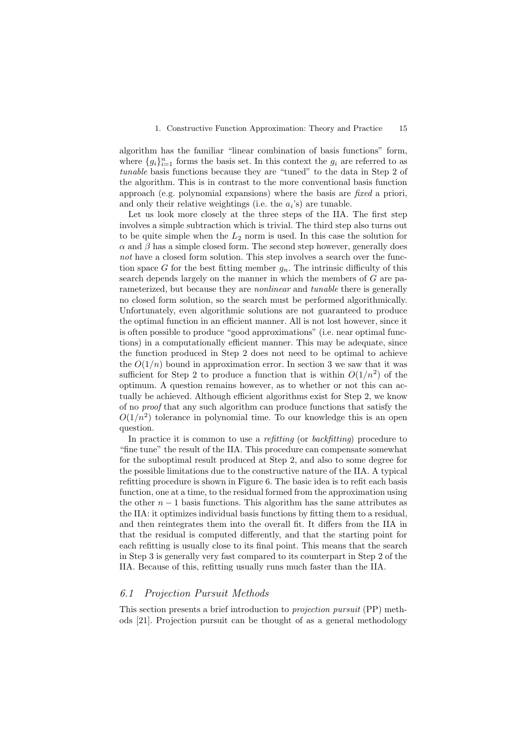algorithm has the familiar "linear combination of basis functions" form, where $\{g_i\}_{i=1}^n$ forms the basis set. In this context the $g_i$ are referred to as *tunable* basis functions because they are "tuned" to the data in Step 2 of the algorithm. This is in contrast to the more conventional basis function approach (e.g. polynomial expansions) where the basis are *fixed* a priori, and only their relative weightings (i.e. the $a_i$'s) are tunable.

Let us look more closely at the three steps of the IIA. The first step involves a simple subtraction which is trivial. The third step also turns out to be quite simple when the $L_2$ norm is used. In this case the solution for $\alpha$ and $\beta$ has a simple closed form. The second step however, generally does *not* have a closed form solution. This step involves a search over the function space $G$ for the best fitting member $g_n$. The intrinsic difficulty of this search depends largely on the manner in which the members of $G$ are parameterized, but because they are *nonlinear* and *tunable* there is generally no closed form solution, so the search must be performed algorithmically. Unfortunately, even algorithmic solutions are not guaranteed to produce the optimal function in an efficient manner. All is not lost however, since it is often possible to produce "good approximations" (i.e. near optimal functions) in a computationally efficient manner. This may be adequate, since the function produced in Step 2 does not need to be optimal to achieve the $O(1/n)$ bound in approximation error. In section 3 we saw that it was sufficient for Step 2 to produce a function that is within $O(1/n^2)$ of the optimum. A question remains however, as to whether or not this can actually be achieved. Although efficient algorithms exist for Step 2, we know of no *proof* that any such algorithm can produce functions that satisfy the $O(1/n^2)$ tolerance in polynomial time. To our knowledge this is an open question.

In practice it is common to use a *refitting* (or *backfitting*) procedure to "fine tune" the result of the IIA. This procedure can compensate somewhat for the suboptimal result produced at Step 2, and also to some degree for the possible limitations due to the constructive nature of the IIA. A typical refitting procedure is shown in Figure 6. The basic idea is to refit each basis function, one at a time, to the residual formed from the approximation using the other $n-1$ basis functions. This algorithm has the same attributes as the IIA: it optimizes individual basis functions by fitting them to a residual, and then reintegrates them into the overall fit. It differs from the IIA in that the residual is computed differently, and that the starting point for each refitting is usually close to its final point. This means that the search in Step 3 is generally very fast compared to its counterpart in Step 2 of the IIA. Because of this, refitting usually runs much faster than the IIA.

### *6.1 Projection Pursuit Methods*

This section presents a brief introduction to *projection pursuit* (PP) methods [21]. Projection pursuit can be thought of as a general methodology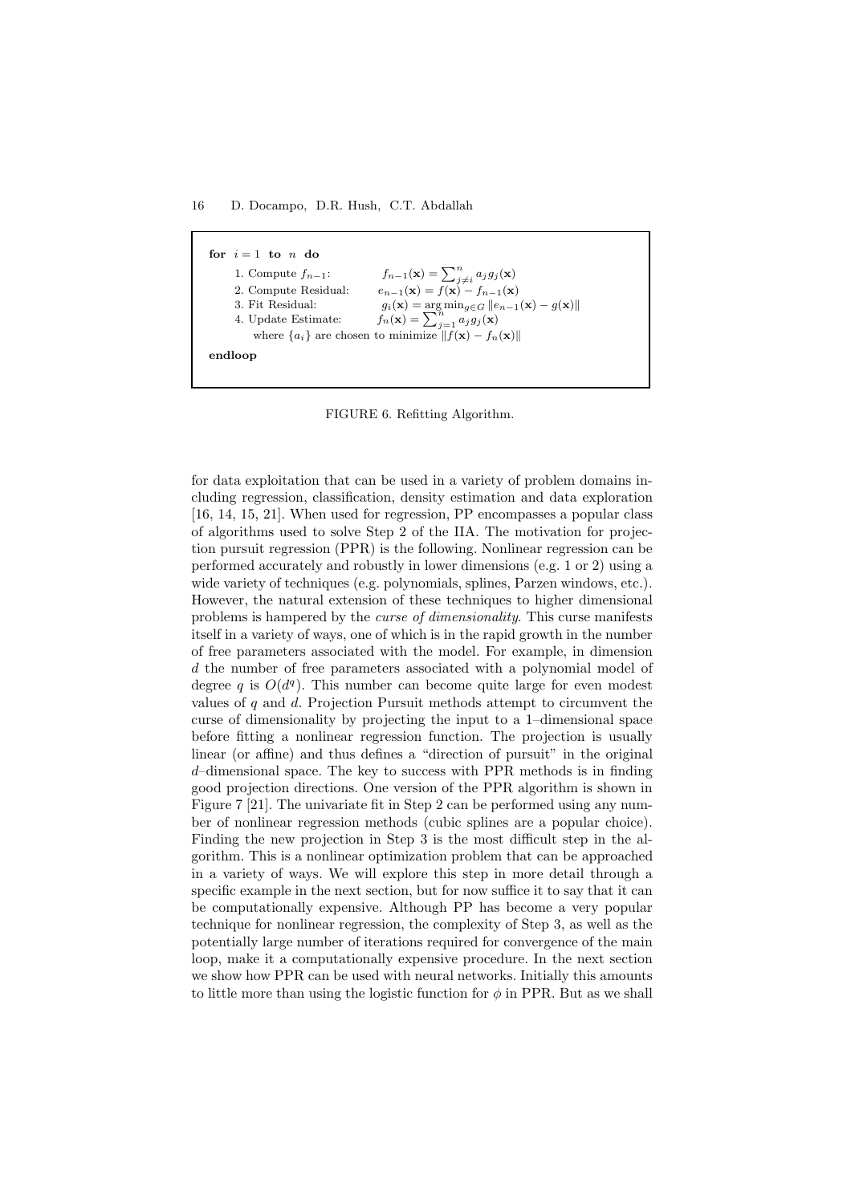```
for  i = 1  to  n  do
    1. Compute f_{n-1}:        f_{n-1}(x) = Σ_{j≠i}^n a_j g_j(x)
    2. Compute Residual:       e_{n-1}(x) = f(x) − f_{n-1}(x)
    3. Fit Residual:           g_i(x) = arg min_{g∈G} ||e_{n-1}(x) − g(x)||
    4. Update Estimate:        f_n(x) = Σ_{j=1}^n a_j g_j(x)
       where {a_i} are chosen to minimize ||f(x) − f_n(x)||
endloop
```

**for** $i = 1$ **to** $n$ **do**

1. Compute $f_{n-1}$: $f_{n-1}(\mathbf{x}) = \sum_{j \neq i}^{n} a_j g_j(\mathbf{x})$
2. Compute Residual: $e_{n-1}(\mathbf{x}) = f(\mathbf{x}) - f_{n-1}(\mathbf{x})$
3. Fit Residual: $g_i(\mathbf{x}) = \arg\min_{g \in G} \|e_{n-1}(\mathbf{x}) - g(\mathbf{x})\|$
4. Update Estimate: $f_n(\mathbf{x}) = \sum_{j=1}^{n} a_j g_j(\mathbf{x})$

   where $\{a_i\}$ are chosen to minimize $\|f(\mathbf{x}) - f_n(\mathbf{x})\|$

**endloop**

FIGURE 6. Refitting Algorithm.

for data exploitation that can be used in a variety of problem domains including regression, classification, density estimation and data exploration [16, 14, 15, 21]. When used for regression, PP encompasses a popular class of algorithms used to solve Step 2 of the IIA. The motivation for projection pursuit regression (PPR) is the following. Nonlinear regression can be performed accurately and robustly in lower dimensions (e.g. 1 or 2) using a wide variety of techniques (e.g. polynomials, splines, Parzen windows, etc.). However, the natural extension of these techniques to higher dimensional problems is hampered by the *curse of dimensionality*. This curse manifests itself in a variety of ways, one of which is in the rapid growth in the number of free parameters associated with the model. For example, in dimension $d$ the number of free parameters associated with a polynomial model of degree $q$ is $O(d^q)$. This number can become quite large for even modest values of $q$ and $d$. Projection Pursuit methods attempt to circumvent the curse of dimensionality by projecting the input to a 1–dimensional space before fitting a nonlinear regression function. The projection is usually linear (or affine) and thus defines a "direction of pursuit" in the original $d$–dimensional space. The key to success with PPR methods is in finding good projection directions. One version of the PPR algorithm is shown in Figure 7 [21]. The univariate fit in Step 2 can be performed using any number of nonlinear regression methods (cubic splines are a popular choice). Finding the new projection in Step 3 is the most difficult step in the algorithm. This is a nonlinear optimization problem that can be approached in a variety of ways. We will explore this step in more detail through a specific example in the next section, but for now suffice it to say that it can be computationally expensive. Although PP has become a very popular technique for nonlinear regression, the complexity of Step 3, as well as the potentially large number of iterations required for convergence of the main loop, make it a computationally expensive procedure. In the next section we show how PPR can be used with neural networks. Initially this amounts to little more than using the logistic function for $\phi$ in PPR. But as we shall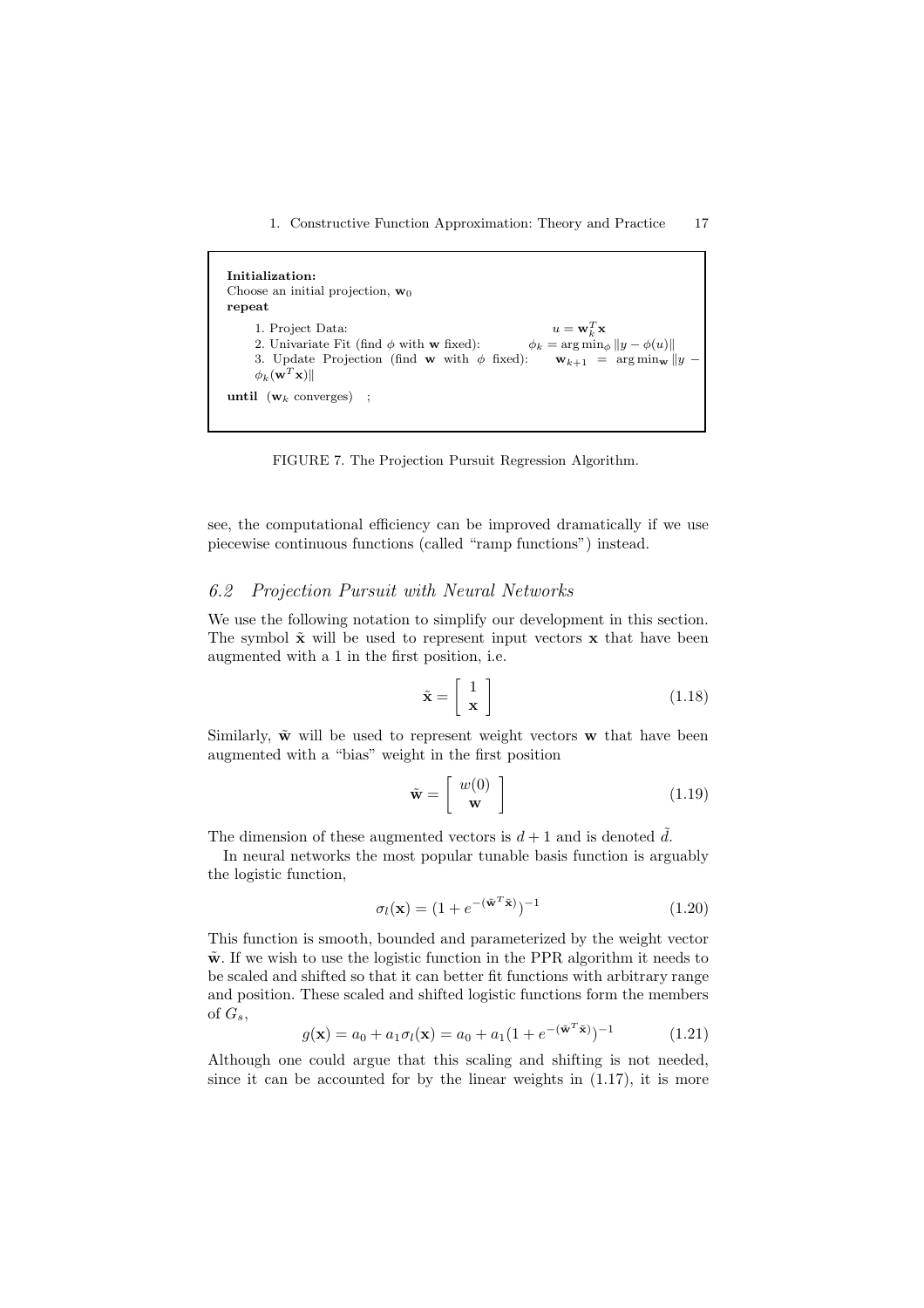**Initialization:**
Choose an initial projection, $\mathbf{w}_0$
**repeat**

1. Project Data: $u = \mathbf{w}_k^T \mathbf{x}$
2. Univariate Fit (find $\phi$ with $\mathbf{w}$ fixed): $\phi_k = \arg\min_\phi \|y - \phi(u)\|$
3. Update Projection (find $\mathbf{w}$ with $\phi$ fixed): $\mathbf{w}_{k+1} = \arg\min_{\mathbf{w}} \|y - \phi_k(\mathbf{w}^T\mathbf{x})\|$

**until** ($\mathbf{w}_k$ converges) ;

FIGURE 7. The Projection Pursuit Regression Algorithm.

see, the computational efficiency can be improved dramatically if we use piecewise continuous functions (called "ramp functions") instead.

### *6.2 Projection Pursuit with Neural Networks*

We use the following notation to simplify our development in this section. The symbol $\tilde{\mathbf{x}}$ will be used to represent input vectors $\mathbf{x}$ that have been augmented with a 1 in the first position, i.e.

$$\tilde{\mathbf{x}} = \begin{bmatrix} 1 \\ \mathbf{x} \end{bmatrix} \tag{1.18}$$

Similarly, $\tilde{\mathbf{w}}$ will be used to represent weight vectors $\mathbf{w}$ that have been augmented with a "bias" weight in the first position

$$\tilde{\mathbf{w}} = \begin{bmatrix} w(0) \\ \mathbf{w} \end{bmatrix} \tag{1.19}$$

The dimension of these augmented vectors is $d + 1$ and is denoted $\tilde{d}$.

In neural networks the most popular tunable basis function is arguably the logistic function,

$$\sigma_l(\mathbf{x}) = (1 + e^{-(\tilde{\mathbf{w}}^T\tilde{\mathbf{x}})})^{-1} \tag{1.20}$$

This function is smooth, bounded and parameterized by the weight vector $\tilde{\mathbf{w}}$. If we wish to use the logistic function in the PPR algorithm it needs to be scaled and shifted so that it can better fit functions with arbitrary range and position. These scaled and shifted logistic functions form the members of $G_s$,

$$g(\mathbf{x}) = a_0 + a_1\sigma_l(\mathbf{x}) = a_0 + a_1(1 + e^{-(\tilde{\mathbf{w}}^T\tilde{\mathbf{x}})})^{-1} \tag{1.21}$$

Although one could argue that this scaling and shifting is not needed, since it can be accounted for by the linear weights in (1.17), it is more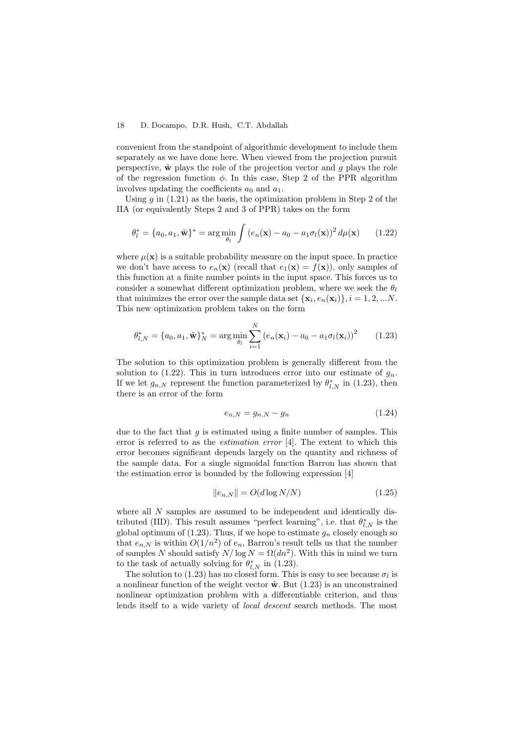convenient from the standpoint of algorithmic development to include them separately as we have done here. When viewed from the projection pursuit perspective, $\tilde{\mathbf{w}}$ plays the role of the projection vector and $g$ plays the role of the regression function $\phi$. In this case, Step 2 of the PPR algorithm involves updating the coefficients $a_0$ and $a_1$.

Using $g$ in (1.21) as the basis, the optimization problem in Step 2 of the IIA (or equivalently Steps 2 and 3 of PPR) takes on the form

$$\theta_l^* = \{a_0, a_1, \tilde{\mathbf{w}}\}^* = \arg\min_{\theta_l} \int (e_n(\mathbf{x}) - a_0 - a_1 \sigma_l(\mathbf{x}))^2 \, d\mu(\mathbf{x}) \tag{1.22}$$

where $\mu(\mathbf{x})$ is a suitable probability measure on the input space. In practice we don't have access to $e_n(\mathbf{x})$ (recall that $e_1(\mathbf{x}) = f(\mathbf{x})$), only samples of this function at a finite number points in the input space. This forces us to consider a somewhat different optimization problem, where we seek the $\theta_l$ that minimizes the error over the sample data set $\{\mathbf{x}_i, e_n(\mathbf{x}_i)\}, i = 1, 2, ...N$. This new optimization problem takes on the form

$$\theta_{l,N}^* = \{a_0, a_1, \tilde{\mathbf{w}}\}_N^* = \arg\min_{\theta_l} \sum_{i=1}^{N} (e_n(\mathbf{x}_i) - a_0 - a_1 \sigma_l(\mathbf{x}_i))^2 \tag{1.23}$$

The solution to this optimization problem is generally different from the solution to (1.22). This in turn introduces error into our estimate of $g_n$. If we let $g_{n,N}$ represent the function parameterized by $\theta_{l,N}^*$ in (1.23), then there is an error of the form

$$e_{n,N} = g_{n,N} - g_n \tag{1.24}$$

due to the fact that $g$ is estimated using a finite number of samples. This error is referred to as the *estimation error* [4]. The extent to which this error becomes significant depends largely on the quantity and richness of the sample data. For a single sigmoidal function Barron has shown that the estimation error is bounded by the following expression [4]

$$\|e_{n,N}\| = O(d \log N / N) \tag{1.25}$$

where all $N$ samples are assumed to be independent and identically distributed (IID). This result assumes "perfect learning", i.e. that $\theta_{l,N}^*$ is the global optimum of (1.23). Thus, if we hope to estimate $g_n$ closely enough so that $e_{n,N}$ is within $O(1/n^2)$ of $e_n$, Barron's result tells us that the number of samples $N$ should satisfy $N / \log N = \Omega(dn^2)$. With this in mind we turn to the task of actually solving for $\theta_{l,N}^*$ in (1.23).

The solution to (1.23) has no closed form. This is easy to see because $\sigma_l$ is a nonlinear function of the weight vector $\tilde{\mathbf{w}}$. But (1.23) is an unconstrained nonlinear optimization problem with a differentiable criterion, and thus lends itself to a wide variety of *local descent* search methods. The most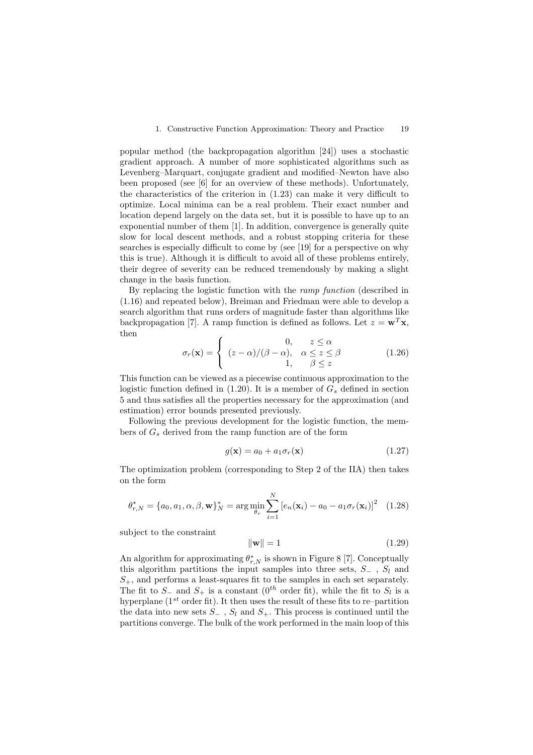popular method (the backpropagation algorithm [24]) uses a stochastic gradient approach. A number of more sophisticated algorithms such as Levenberg–Marquart, conjugate gradient and modified–Newton have also been proposed (see [6] for an overview of these methods). Unfortunately, the characteristics of the criterion in (1.23) can make it very difficult to optimize. Local minima can be a real problem. Their exact number and location depend largely on the data set, but it is possible to have up to an exponential number of them [1]. In addition, convergence is generally quite slow for local descent methods, and a robust stopping criteria for these searches is especially difficult to come by (see [19] for a perspective on why this is true). Although it is difficult to avoid all of these problems entirely, their degree of severity can be reduced tremendously by making a slight change in the basis function.

By replacing the logistic function with the *ramp function* (described in (1.16) and repeated below), Breiman and Friedman were able to develop a search algorithm that runs orders of magnitude faster than algorithms like backpropagation [7]. A ramp function is defined as follows. Let $z = \mathbf{w}^T\mathbf{x}$, then

$$\sigma_r(\mathbf{x}) = \begin{cases} 0, & z \leq \alpha \\ (z-\alpha)/(\beta-\alpha), & \alpha \leq z \leq \beta \\ 1, & \beta \leq z \end{cases} \tag{1.26}$$

This function can be viewed as a piecewise continuous approximation to the logistic function defined in (1.20). It is a member of $G_s$ defined in section 5 and thus satisfies all the properties necessary for the approximation (and estimation) error bounds presented previously.

Following the previous development for the logistic function, the members of $G_s$ derived from the ramp function are of the form

$$g(\mathbf{x}) = a_0 + a_1\sigma_r(\mathbf{x}) \tag{1.27}$$

The optimization problem (corresponding to Step 2 of the IIA) then takes on the form

$$\theta^*_{r,N} = \{a_0, a_1, \alpha, \beta, \mathbf{w}\}^*_N = \arg\min_{\theta_r} \sum_{i=1}^{N} \left[e_n(\mathbf{x}_i) - a_0 - a_1\sigma_r(\mathbf{x}_i)\right]^2 \tag{1.28}$$

subject to the constraint

$$\|\mathbf{w}\| = 1 \tag{1.29}$$

An algorithm for approximating $\theta^*_{r,N}$ is shown in Figure 8 [7]. Conceptually this algorithm partitions the input samples into three sets, $S_-$ , $S_l$ and $S_+$, and performs a least-squares fit to the samples in each set separately. The fit to $S_-$ and $S_+$ is a constant ($0^{th}$ order fit), while the fit to $S_l$ is a hyperplane ($1^{st}$ order fit). It then uses the result of these fits to re–partition the data into new sets $S_-$ , $S_l$ and $S_+$. This process is continued until the partitions converge. The bulk of the work performed in the main loop of this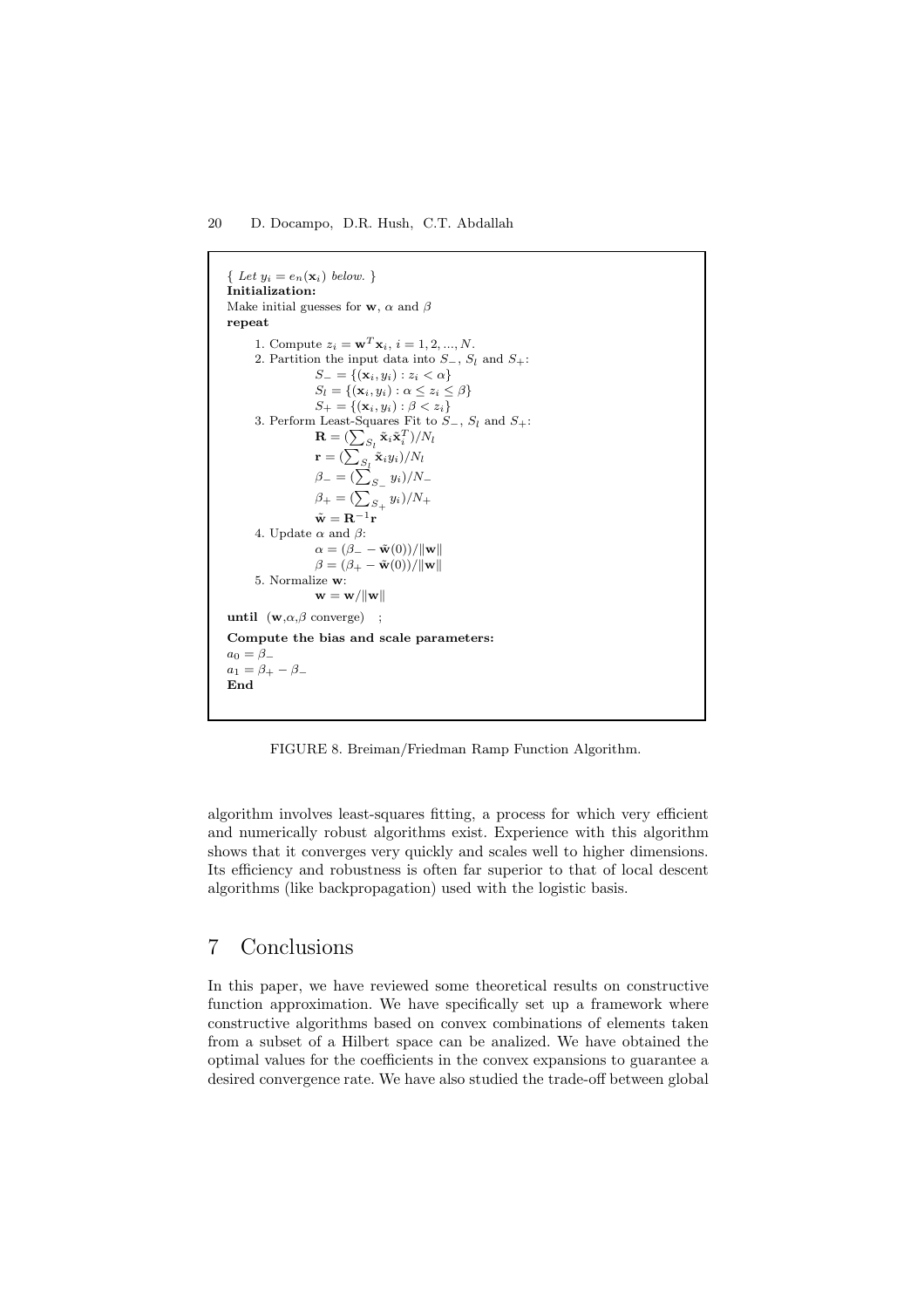{ *Let* $y_i = e_n(\mathbf{x}_i)$ *below.* }
**Initialization:**
Make initial guesses for $\mathbf{w}$, $\alpha$ and $\beta$
**repeat**

1. Compute $z_i = \mathbf{w}^T\mathbf{x}_i,\ i = 1, 2, ..., N$.
2. Partition the input data into $S_-$, $S_l$ and $S_+$:

   $S_- = \{(\mathbf{x}_i, y_i) : z_i < \alpha\}$

   $S_l = \{(\mathbf{x}_i, y_i) : \alpha \leq z_i \leq \beta\}$

   $S_+ = \{(\mathbf{x}_i, y_i) : \beta < z_i\}$
3. Perform Least-Squares Fit to $S_-$, $S_l$ and $S_+$:

   $\mathbf{R} = (\sum_{S_l} \tilde{\mathbf{x}}_i \tilde{\mathbf{x}}_i^T)/N_l$

   $\mathbf{r} = (\sum_{S_l} \tilde{\mathbf{x}}_i y_i)/N_l$

   $\beta_- = (\sum_{S_-} y_i)/N_-$

   $\beta_+ = (\sum_{S_+} y_i)/N_+$

   $\tilde{\mathbf{w}} = \mathbf{R}^{-1}\mathbf{r}$
4. Update $\alpha$ and $\beta$:

   $\alpha = (\beta_- - \tilde{\mathbf{w}}(0))/\|\mathbf{w}\|$

   $\beta = (\beta_+ - \tilde{\mathbf{w}}(0))/\|\mathbf{w}\|$
5. Normalize $\mathbf{w}$:

   $\mathbf{w} = \mathbf{w}/\|\mathbf{w}\|$

**until** ($\mathbf{w}$,$\alpha$,$\beta$ converge) ;

**Compute the bias and scale parameters:**
$a_0 = \beta_-$
$a_1 = \beta_+ - \beta_-$
**End**

FIGURE 8. Breiman/Friedman Ramp Function Algorithm.

algorithm involves least-squares fitting, a process for which very efficient and numerically robust algorithms exist. Experience with this algorithm shows that it converges very quickly and scales well to higher dimensions. Its efficiency and robustness is often far superior to that of local descent algorithms (like backpropagation) used with the logistic basis.

# 7 Conclusions

In this paper, we have reviewed some theoretical results on constructive function approximation. We have specifically set up a framework where constructive algorithms based on convex combinations of elements taken from a subset of a Hilbert space can be analized. We have obtained the optimal values for the coefficients in the convex expansions to guarantee a desired convergence rate. We have also studied the trade-off between global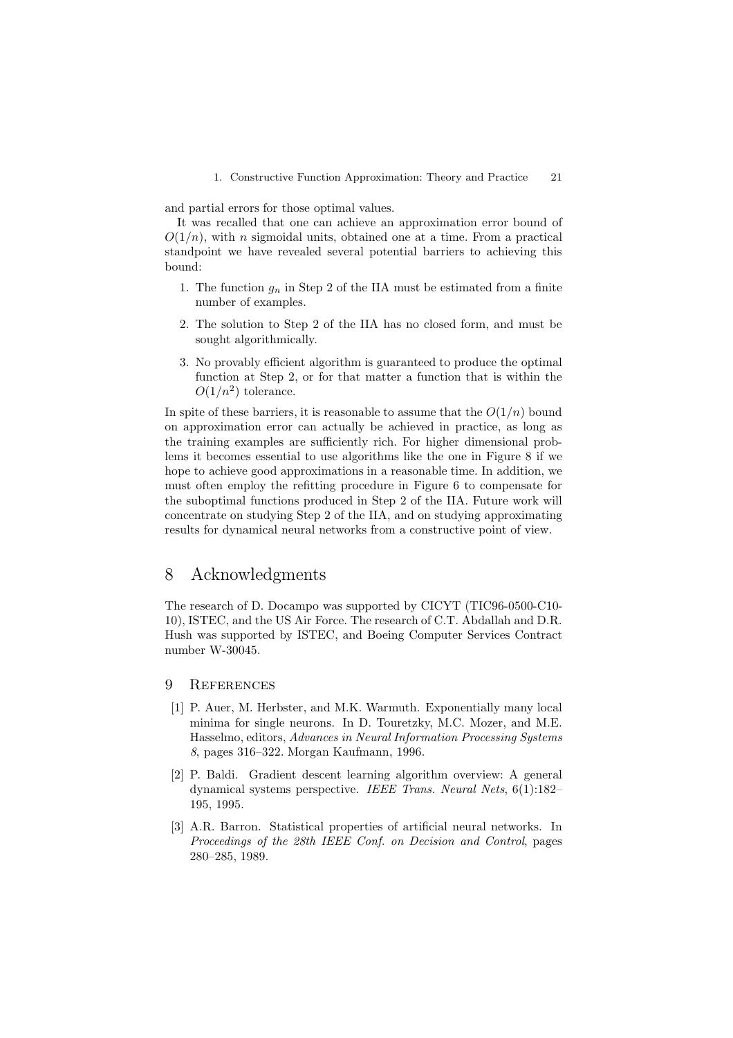and partial errors for those optimal values.

It was recalled that one can achieve an approximation error bound of $O(1/n)$, with $n$ sigmoidal units, obtained one at a time. From a practical standpoint we have revealed several potential barriers to achieving this bound:

1. The function $g_n$ in Step 2 of the IIA must be estimated from a finite number of examples.
2. The solution to Step 2 of the IIA has no closed form, and must be sought algorithmically.
3. No provably efficient algorithm is guaranteed to produce the optimal function at Step 2, or for that matter a function that is within the $O(1/n^2)$ tolerance.

In spite of these barriers, it is reasonable to assume that the $O(1/n)$ bound on approximation error can actually be achieved in practice, as long as the training examples are sufficiently rich. For higher dimensional problems it becomes essential to use algorithms like the one in Figure 8 if we hope to achieve good approximations in a reasonable time. In addition, we must often employ the refitting procedure in Figure 6 to compensate for the suboptimal functions produced in Step 2 of the IIA. Future work will concentrate on studying Step 2 of the IIA, and on studying approximating results for dynamical neural networks from a constructive point of view.

# 8 Acknowledgments

The research of D. Docampo was supported by CICYT (TIC96-0500-C10-10), ISTEC, and the US Air Force. The research of C.T. Abdallah and D.R. Hush was supported by ISTEC, and Boeing Computer Services Contract number W-30045.

## 9 References

[1] P. Auer, M. Herbster, and M.K. Warmuth. Exponentially many local minima for single neurons. In D. Touretzky, M.C. Mozer, and M.E. Hasselmo, editors, *Advances in Neural Information Processing Systems 8*, pages 316–322. Morgan Kaufmann, 1996.

[2] P. Baldi. Gradient descent learning algorithm overview: A general dynamical systems perspective. *IEEE Trans. Neural Nets*, 6(1):182–195, 1995.

[3] A.R. Barron. Statistical properties of artificial neural networks. In *Proceedings of the 28th IEEE Conf. on Decision and Control*, pages 280–285, 1989.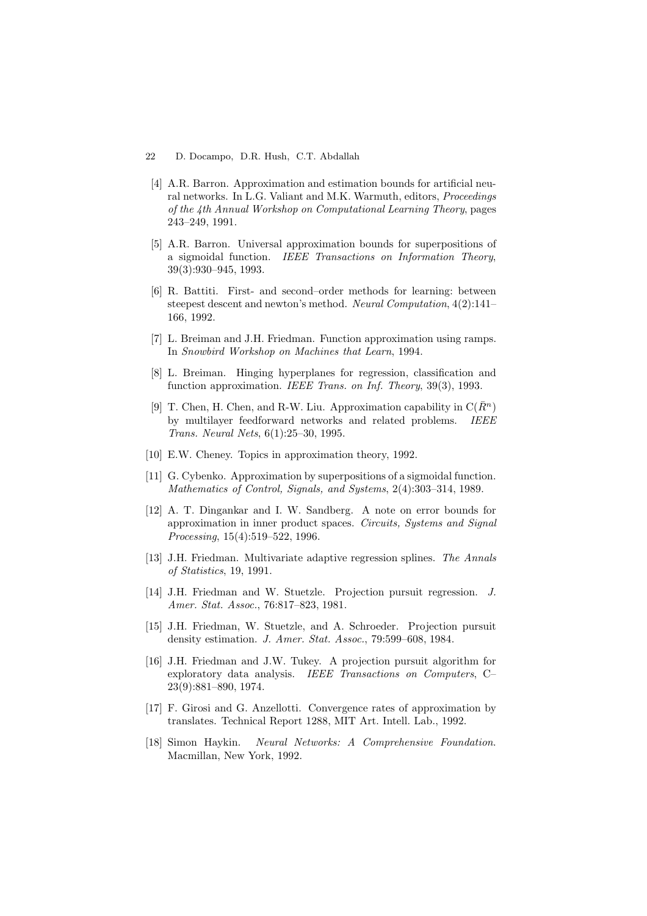[4] A.R. Barron. Approximation and estimation bounds for artificial neural networks. In L.G. Valiant and M.K. Warmuth, editors, *Proceedings of the 4th Annual Workshop on Computational Learning Theory*, pages 243–249, 1991.

[5] A.R. Barron. Universal approximation bounds for superpositions of a sigmoidal function. *IEEE Transactions on Information Theory*, 39(3):930–945, 1993.

[6] R. Battiti. First- and second–order methods for learning: between steepest descent and newton's method. *Neural Computation*, 4(2):141–166, 1992.

[7] L. Breiman and J.H. Friedman. Function approximation using ramps. In *Snowbird Workshop on Machines that Learn*, 1994.

[8] L. Breiman. Hinging hyperplanes for regression, classification and function approximation. *IEEE Trans. on Inf. Theory*, 39(3), 1993.

[9] T. Chen, H. Chen, and R-W. Liu. Approximation capability in $C(\bar{R}^n)$ by multilayer feedforward networks and related problems. *IEEE Trans. Neural Nets*, 6(1):25–30, 1995.

[10] E.W. Cheney. Topics in approximation theory, 1992.

[11] G. Cybenko. Approximation by superpositions of a sigmoidal function. *Mathematics of Control, Signals, and Systems*, 2(4):303–314, 1989.

[12] A. T. Dingankar and I. W. Sandberg. A note on error bounds for approximation in inner product spaces. *Circuits, Systems and Signal Processing*, 15(4):519–522, 1996.

[13] J.H. Friedman. Multivariate adaptive regression splines. *The Annals of Statistics*, 19, 1991.

[14] J.H. Friedman and W. Stuetzle. Projection pursuit regression. *J. Amer. Stat. Assoc.*, 76:817–823, 1981.

[15] J.H. Friedman, W. Stuetzle, and A. Schroeder. Projection pursuit density estimation. *J. Amer. Stat. Assoc.*, 79:599–608, 1984.

[16] J.H. Friedman and J.W. Tukey. A projection pursuit algorithm for exploratory data analysis. *IEEE Transactions on Computers*, C–23(9):881–890, 1974.

[17] F. Girosi and G. Anzellotti. Convergence rates of approximation by translates. Technical Report 1288, MIT Art. Intell. Lab., 1992.

[18] Simon Haykin. *Neural Networks: A Comprehensive Foundation*. Macmillan, New York, 1992.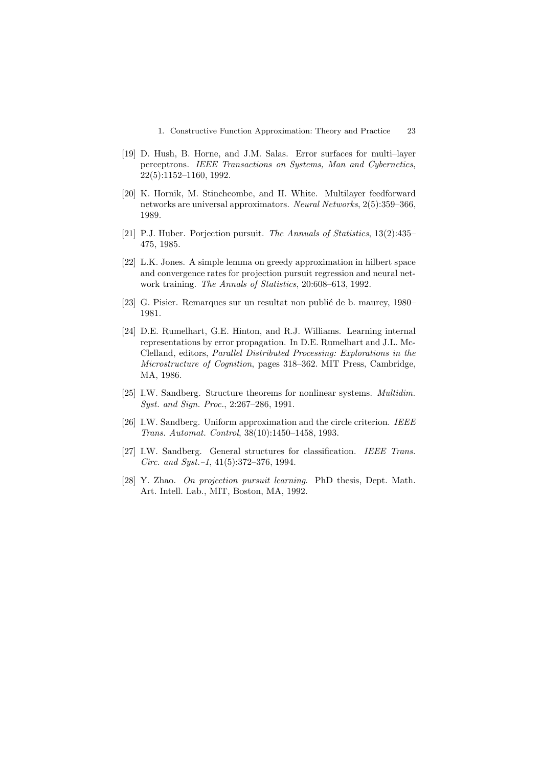[19] D. Hush, B. Horne, and J.M. Salas. Error surfaces for multi–layer perceptrons. *IEEE Transactions on Systems, Man and Cybernetics*, 22(5):1152–1160, 1992.

[20] K. Hornik, M. Stinchcombe, and H. White. Multilayer feedforward networks are universal approximators. *Neural Networks*, 2(5):359–366, 1989.

[21] P.J. Huber. Porjection pursuit. *The Annuals of Statistics*, 13(2):435–475, 1985.

[22] L.K. Jones. A simple lemma on greedy approximation in hilbert space and convergence rates for projection pursuit regression and neural network training. *The Annals of Statistics*, 20:608–613, 1992.

[23] G. Pisier. Remarques sur un resultat non publié de b. maurey, 1980–1981.

[24] D.E. Rumelhart, G.E. Hinton, and R.J. Williams. Learning internal representations by error propagation. In D.E. Rumelhart and J.L. McClelland, editors, *Parallel Distributed Processing: Explorations in the Microstructure of Cognition*, pages 318–362. MIT Press, Cambridge, MA, 1986.

[25] I.W. Sandberg. Structure theorems for nonlinear systems. *Multidim. Syst. and Sign. Proc.*, 2:267–286, 1991.

[26] I.W. Sandberg. Uniform approximation and the circle criterion. *IEEE Trans. Automat. Control*, 38(10):1450–1458, 1993.

[27] I.W. Sandberg. General structures for classification. *IEEE Trans. Circ. and Syst.–1*, 41(5):372–376, 1994.

[28] Y. Zhao. *On projection pursuit learning*. PhD thesis, Dept. Math. Art. Intell. Lab., MIT, Boston, MA, 1992.